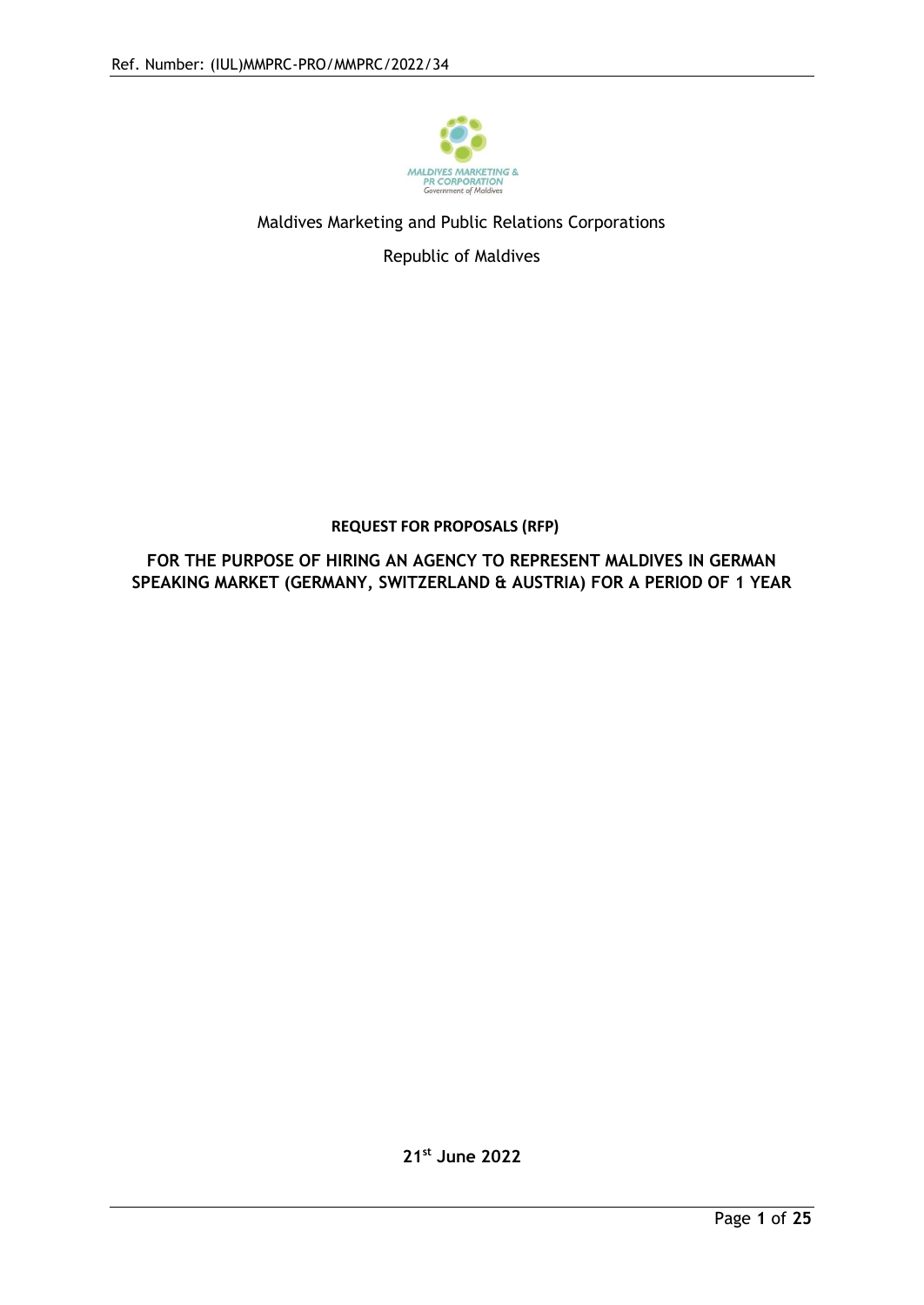Maldives Marketing and Public Relations Corporations

Republic of Maldives

**REQUEST FOR PROPOSALS (RFP)**

**FOR THE PURPOSE OF HIRING AN AGENCY TO REPRESENT MALDIVES IN GERMAN SPEAKING MARKET (GERMANY, SWITZERLAND & AUSTRIA) FOR A PERIOD OF 1 YEAR**

**21st June 2022**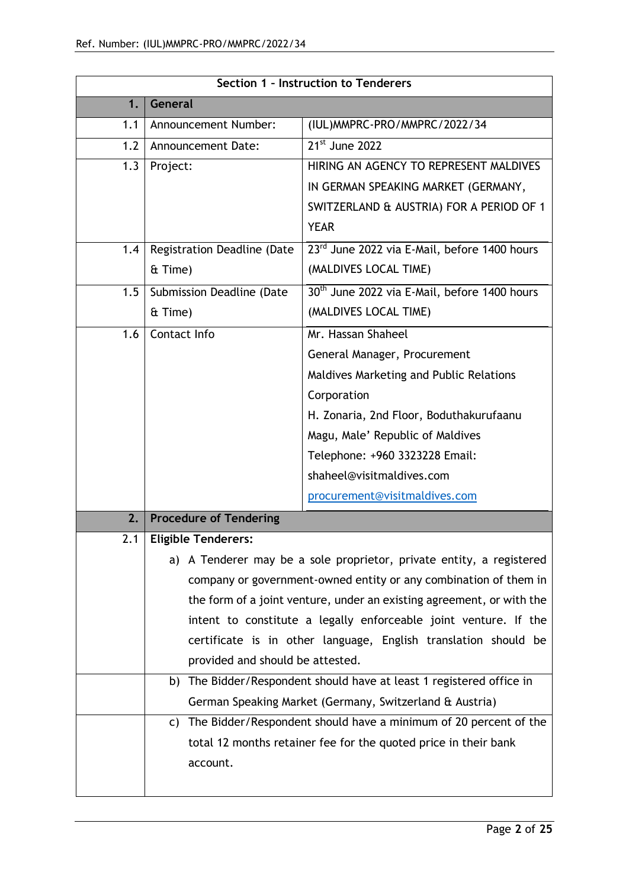| Section 1 – Instruction to Tenderers | | |
|---|---|---|
| **1.** | **General** | |
| 1.1 | Announcement Number: | (IUL)MMPRC-PRO/MMPRC/2022/34 |
| 1.2 | Announcement Date: | 21st June 2022 |
| 1.3 | Project: | HIRING AN AGENCY TO REPRESENT MALDIVES IN GERMAN SPEAKING MARKET (GERMANY, SWITZERLAND & AUSTRIA) FOR A PERIOD OF 1 YEAR |
| 1.4 | Registration Deadline (Date & Time) | 23rd June 2022 via E-Mail, before 1400 hours (MALDIVES LOCAL TIME) |
| 1.5 | Submission Deadline (Date & Time) | 30th June 2022 via E-Mail, before 1400 hours (MALDIVES LOCAL TIME) |
| 1.6 | Contact Info | Mr. Hassan Shaheel<br>General Manager, Procurement<br>Maldives Marketing and Public Relations Corporation<br>H. Zonaria, 2nd Floor, Boduthakurufaanu Magu, Male' Republic of Maldives<br>Telephone: +960 3323228 Email: shaheel@visitmaldives.com<br>procurement@visitmaldives.com |
| **2.** | **Procedure of Tendering** | |
| 2.1 | **Eligible Tenderers:**<br>a) A Tenderer may be a sole proprietor, private entity, a registered company or government-owned entity or any combination of them in the form of a joint venture, under an existing agreement, or with the intent to constitute a legally enforceable joint venture. If the certificate is in other language, English translation should be provided and should be attested. | |
| | b) The Bidder/Respondent should have at least 1 registered office in German Speaking Market (Germany, Switzerland & Austria) | |
| | c) The Bidder/Respondent should have a minimum of 20 percent of the total 12 months retainer fee for the quoted price in their bank account. | |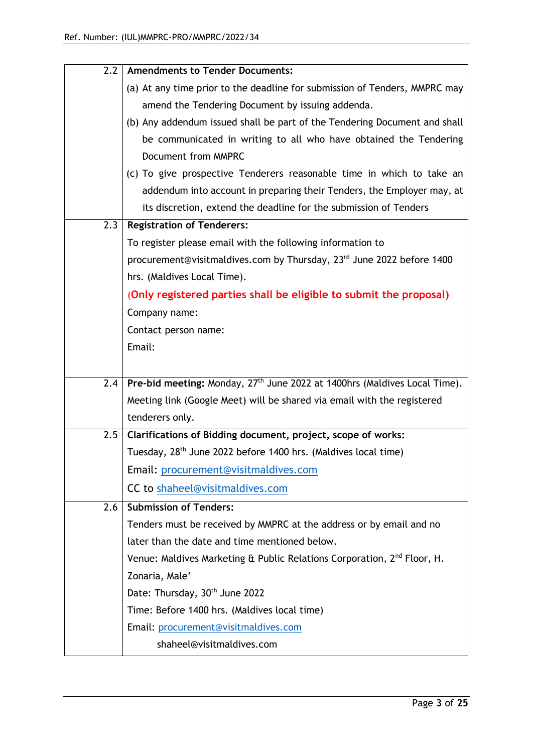| | |
|---|---|
| 2.2 | **Amendments to Tender Documents:**<br>(a) At any time prior to the deadline for submission of Tenders, MMPRC may amend the Tendering Document by issuing addenda.<br>(b) Any addendum issued shall be part of the Tendering Document and shall be communicated in writing to all who have obtained the Tendering Document from MMPRC<br>(c) To give prospective Tenderers reasonable time in which to take an addendum into account in preparing their Tenders, the Employer may, at its discretion, extend the deadline for the submission of Tenders |
| 2.3 | **Registration of Tenderers:**<br>To register please email with the following information to procurement@visitmaldives.com by Thursday, 23rd June 2022 before 1400 hrs. (Maldives Local Time).<br>**(Only registered parties shall be eligible to submit the proposal)**<br>Company name:<br>Contact person name:<br>Email: |
| 2.4 | **Pre-bid meeting:** Monday, 27th June 2022 at 1400hrs (Maldives Local Time). Meeting link (Google Meet) will be shared via email with the registered tenderers only. |
| 2.5 | **Clarifications of Bidding document, project, scope of works:**<br>Tuesday, 28th June 2022 before 1400 hrs. (Maldives local time)<br>Email: procurement@visitmaldives.com<br>CC to shaheel@visitmaldives.com |
| 2.6 | **Submission of Tenders:**<br>Tenders must be received by MMPRC at the address or by email and no later than the date and time mentioned below.<br>Venue: Maldives Marketing & Public Relations Corporation, 2nd Floor, H. Zonaria, Male'<br>Date: Thursday, 30th June 2022<br>Time: Before 1400 hrs. (Maldives local time)<br>Email: procurement@visitmaldives.com<br>shaheel@visitmaldives.com |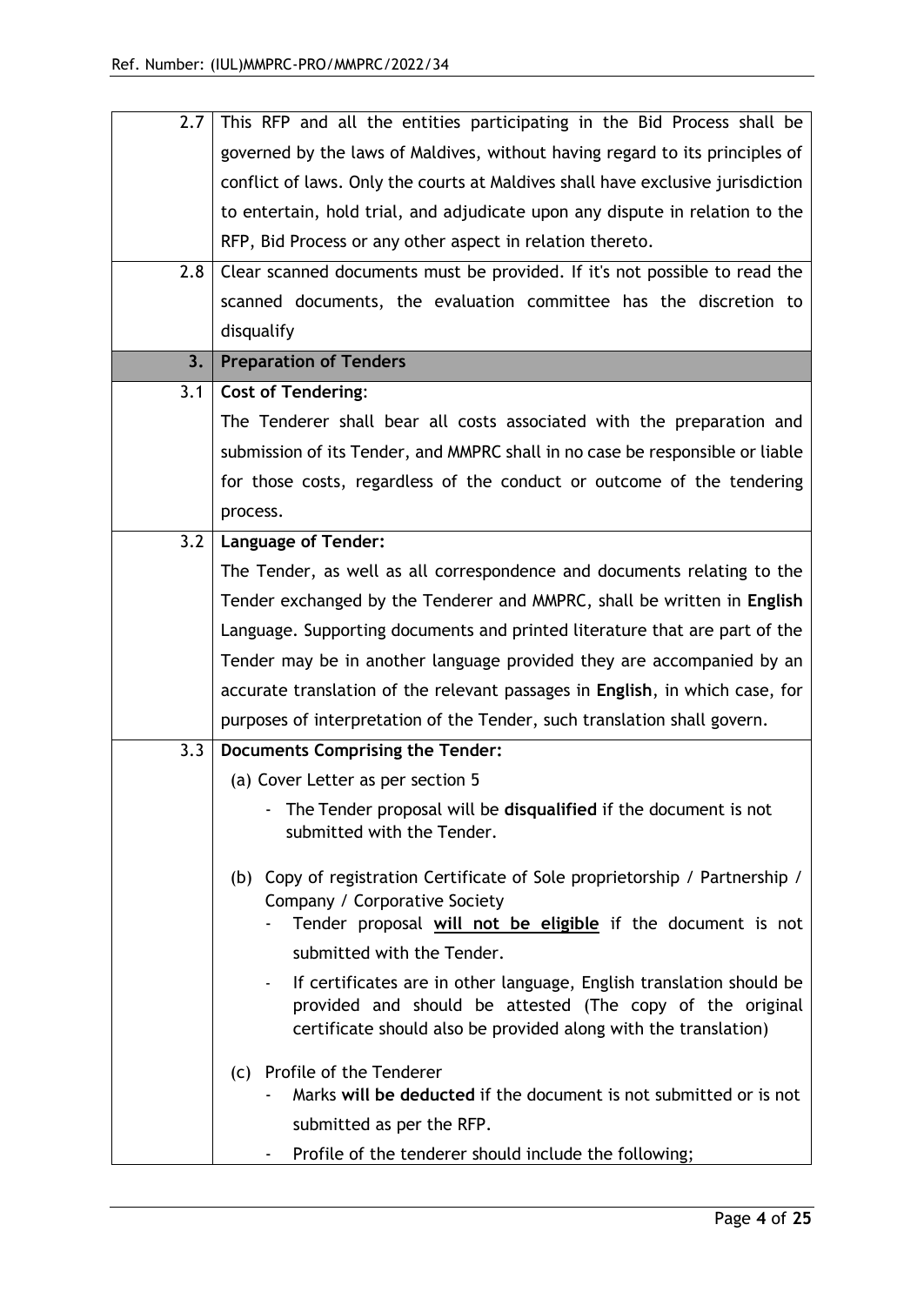| | |
|---|---|
| 2.7 | This RFP and all the entities participating in the Bid Process shall be governed by the laws of Maldives, without having regard to its principles of conflict of laws. Only the courts at Maldives shall have exclusive jurisdiction to entertain, hold trial, and adjudicate upon any dispute in relation to the RFP, Bid Process or any other aspect in relation thereto. |
| 2.8 | Clear scanned documents must be provided. If it's not possible to read the scanned documents, the evaluation committee has the discretion to disqualify |
| **3.** | **Preparation of Tenders** |
| 3.1 | **Cost of Tendering**:<br>The Tenderer shall bear all costs associated with the preparation and submission of its Tender, and MMPRC shall in no case be responsible or liable for those costs, regardless of the conduct or outcome of the tendering process. |
| 3.2 | **Language of Tender:**<br>The Tender, as well as all correspondence and documents relating to the Tender exchanged by the Tenderer and MMPRC, shall be written in **English** Language. Supporting documents and printed literature that are part of the Tender may be in another language provided they are accompanied by an accurate translation of the relevant passages in **English**, in which case, for purposes of interpretation of the Tender, such translation shall govern. |
| 3.3 | **Documents Comprising the Tender:**<br>(a) Cover Letter as per section 5<br>- The Tender proposal will be **disqualified** if the document is not submitted with the Tender.<br><br>(b) Copy of registration Certificate of Sole proprietorship / Partnership / Company / Corporative Society<br>- Tender proposal <u>**will not be eligible**</u> if the document is not submitted with the Tender.<br>- If certificates are in other language, English translation should be provided and should be attested (The copy of the original certificate should also be provided along with the translation)<br><br>(c) Profile of the Tenderer<br>- Marks **will be deducted** if the document is not submitted or is not submitted as per the RFP.<br>- Profile of the tenderer should include the following; |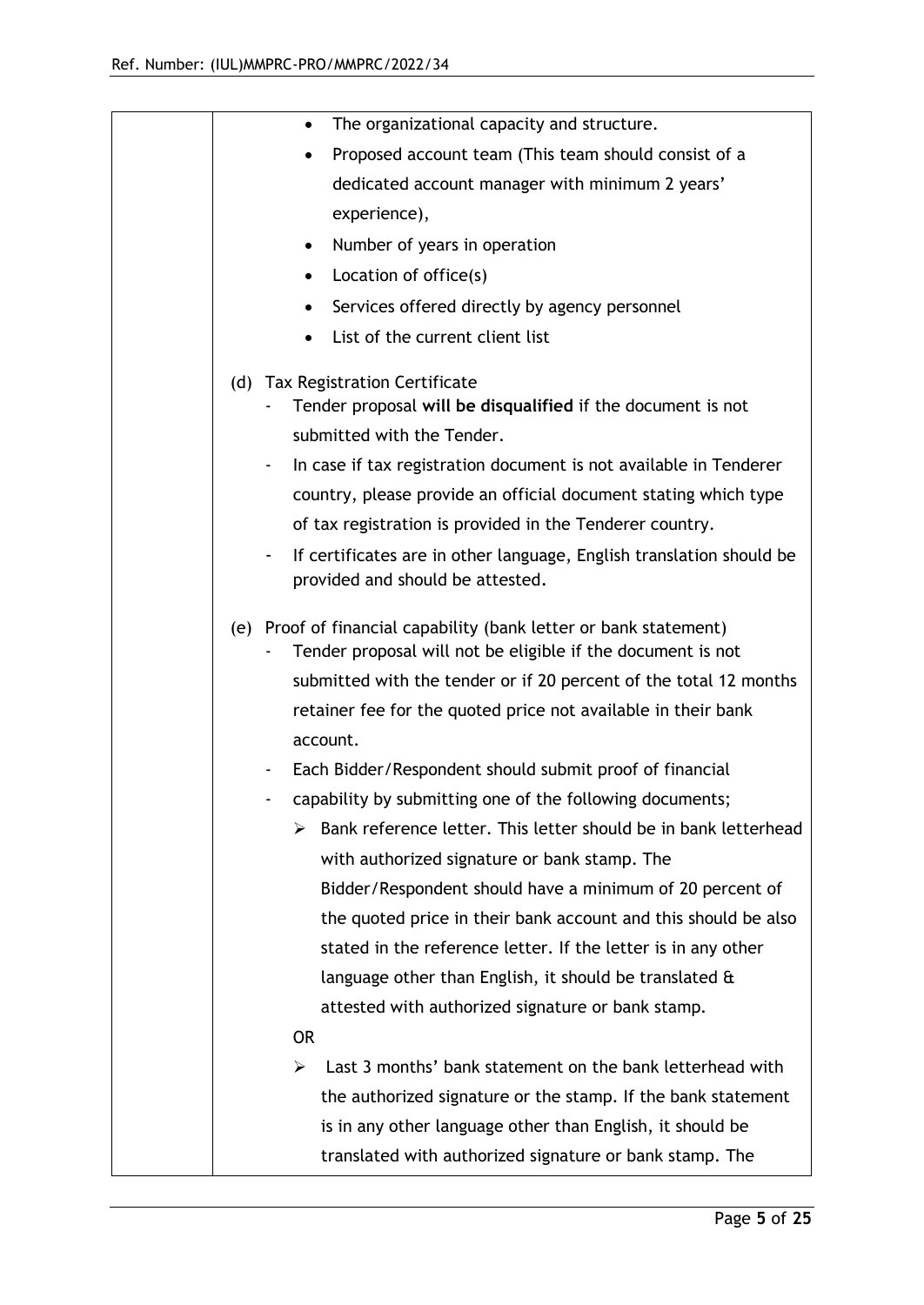| | • The organizational capacity and structure.<br>• Proposed account team (This team should consist of a dedicated account manager with minimum 2 years' experience),<br>• Number of years in operation<br>• Location of office(s)<br>• Services offered directly by agency personnel<br>• List of the current client list<br><br>(d) Tax Registration Certificate<br>- Tender proposal **will be disqualified** if the document is not submitted with the Tender.<br>- In case if tax registration document is not available in Tenderer country, please provide an official document stating which type of tax registration is provided in the Tenderer country.<br>- If certificates are in other language, English translation should be provided and should be attested.<br><br>(e) Proof of financial capability (bank letter or bank statement)<br>- Tender proposal will not be eligible if the document is not submitted with the tender or if 20 percent of the total 12 months retainer fee for the quoted price not available in their bank account.<br>- Each Bidder/Respondent should submit proof of financial<br>- capability by submitting one of the following documents;<br>➢ Bank reference letter. This letter should be in bank letterhead with authorized signature or bank stamp. The Bidder/Respondent should have a minimum of 20 percent of the quoted price in their bank account and this should be also stated in the reference letter. If the letter is in any other language other than English, it should be translated & attested with authorized signature or bank stamp.<br>OR<br>➢ Last 3 months' bank statement on the bank letterhead with the authorized signature or the stamp. If the bank statement is in any other language other than English, it should be translated with authorized signature or bank stamp. The |
|---|---|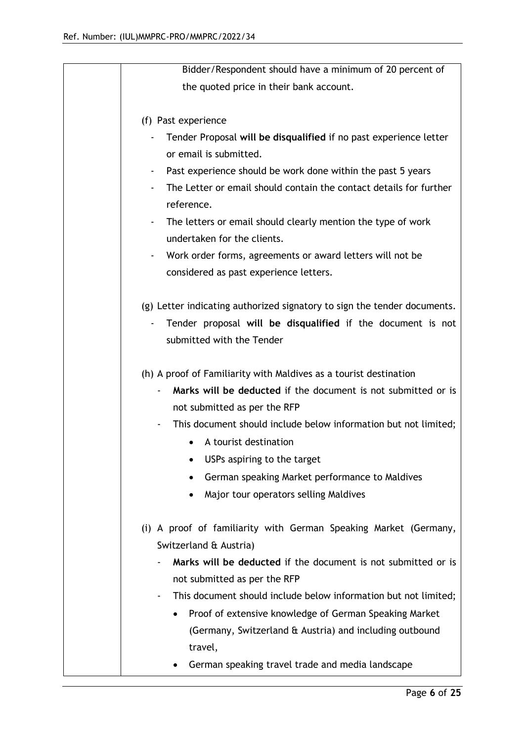| | Bidder/Respondent should have a minimum of 20 percent of the quoted price in their bank account.<br><br>(f) Past experience<br>- Tender Proposal **will be disqualified** if no past experience letter or email is submitted.<br>- Past experience should be work done within the past 5 years<br>- The Letter or email should contain the contact details for further reference.<br>- The letters or email should clearly mention the type of work undertaken for the clients.<br>- Work order forms, agreements or award letters will not be considered as past experience letters.<br><br>(g) Letter indicating authorized signatory to sign the tender documents.<br>- Tender proposal **will be disqualified** if the document is not submitted with the Tender<br><br>(h) A proof of Familiarity with Maldives as a tourist destination<br>- **Marks will be deducted** if the document is not submitted or is not submitted as per the RFP<br>- This document should include below information but not limited;<br>• A tourist destination<br>• USPs aspiring to the target<br>• German speaking Market performance to Maldives<br>• Major tour operators selling Maldives<br><br>(i) A proof of familiarity with German Speaking Market (Germany, Switzerland & Austria)<br>- **Marks will be deducted** if the document is not submitted or is not submitted as per the RFP<br>- This document should include below information but not limited;<br>• Proof of extensive knowledge of German Speaking Market (Germany, Switzerland & Austria) and including outbound travel,<br>• German speaking travel trade and media landscape |
|---|---|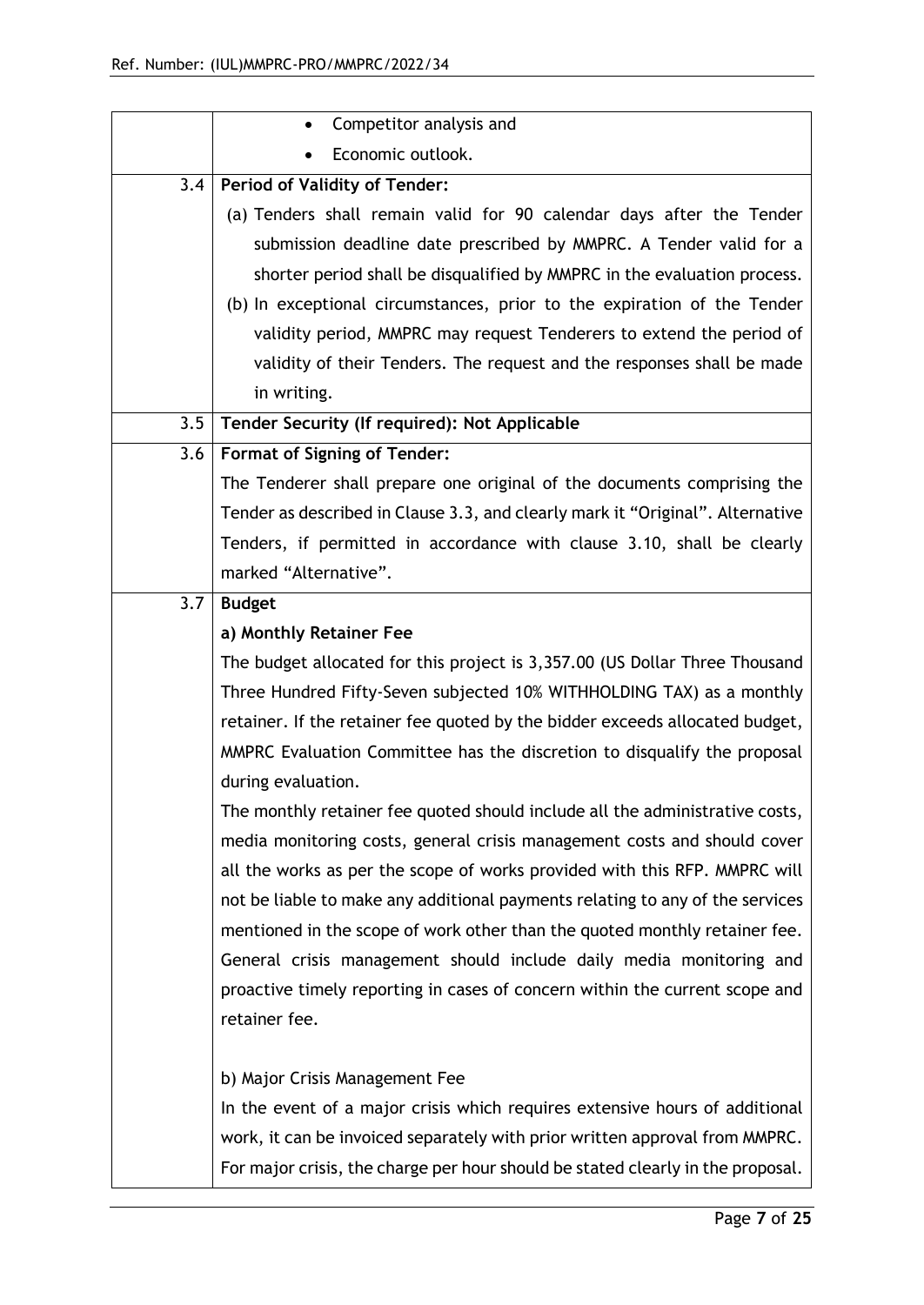| | |
|---|---|
| | • Competitor analysis and<br>• Economic outlook. |
| 3.4 | **Period of Validity of Tender:**<br>(a) Tenders shall remain valid for 90 calendar days after the Tender submission deadline date prescribed by MMPRC. A Tender valid for a shorter period shall be disqualified by MMPRC in the evaluation process.<br>(b) In exceptional circumstances, prior to the expiration of the Tender validity period, MMPRC may request Tenderers to extend the period of validity of their Tenders. The request and the responses shall be made in writing. |
| 3.5 | **Tender Security (If required): Not Applicable** |
| 3.6 | **Format of Signing of Tender:**<br>The Tenderer shall prepare one original of the documents comprising the Tender as described in Clause 3.3, and clearly mark it "Original". Alternative Tenders, if permitted in accordance with clause 3.10, shall be clearly marked "Alternative". |
| 3.7 | **Budget**<br>**a) Monthly Retainer Fee**<br>The budget allocated for this project is 3,357.00 (US Dollar Three Thousand Three Hundred Fifty-Seven subjected 10% WITHHOLDING TAX) as a monthly retainer. If the retainer fee quoted by the bidder exceeds allocated budget, MMPRC Evaluation Committee has the discretion to disqualify the proposal during evaluation.<br>The monthly retainer fee quoted should include all the administrative costs, media monitoring costs, general crisis management costs and should cover all the works as per the scope of works provided with this RFP. MMPRC will not be liable to make any additional payments relating to any of the services mentioned in the scope of work other than the quoted monthly retainer fee. General crisis management should include daily media monitoring and proactive timely reporting in cases of concern within the current scope and retainer fee.<br><br>b) Major Crisis Management Fee<br>In the event of a major crisis which requires extensive hours of additional work, it can be invoiced separately with prior written approval from MMPRC. For major crisis, the charge per hour should be stated clearly in the proposal. |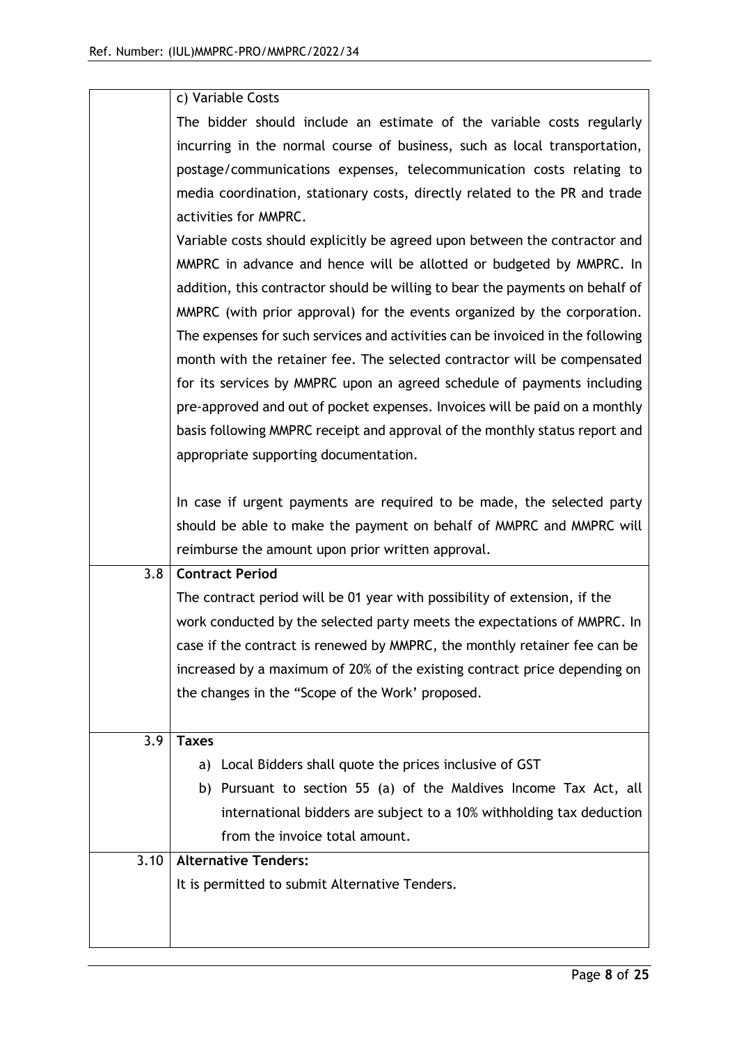| | |
|---|---|
| | c) Variable Costs<br>The bidder should include an estimate of the variable costs regularly incurring in the normal course of business, such as local transportation, postage/communications expenses, telecommunication costs relating to media coordination, stationary costs, directly related to the PR and trade activities for MMPRC.<br>Variable costs should explicitly be agreed upon between the contractor and MMPRC in advance and hence will be allotted or budgeted by MMPRC. In addition, this contractor should be willing to bear the payments on behalf of MMPRC (with prior approval) for the events organized by the corporation. The expenses for such services and activities can be invoiced in the following month with the retainer fee. The selected contractor will be compensated for its services by MMPRC upon an agreed schedule of payments including pre-approved and out of pocket expenses. Invoices will be paid on a monthly basis following MMPRC receipt and approval of the monthly status report and appropriate supporting documentation.<br><br>In case if urgent payments are required to be made, the selected party should be able to make the payment on behalf of MMPRC and MMPRC will reimburse the amount upon prior written approval. |
| 3.8 | **Contract Period**<br>The contract period will be 01 year with possibility of extension, if the work conducted by the selected party meets the expectations of MMPRC. In case if the contract is renewed by MMPRC, the monthly retainer fee can be increased by a maximum of 20% of the existing contract price depending on the changes in the "Scope of the Work' proposed. |
| 3.9 | **Taxes**<br>a) Local Bidders shall quote the prices inclusive of GST<br>b) Pursuant to section 55 (a) of the Maldives Income Tax Act, all international bidders are subject to a 10% withholding tax deduction from the invoice total amount. |
| 3.10 | **Alternative Tenders:**<br>It is permitted to submit Alternative Tenders. |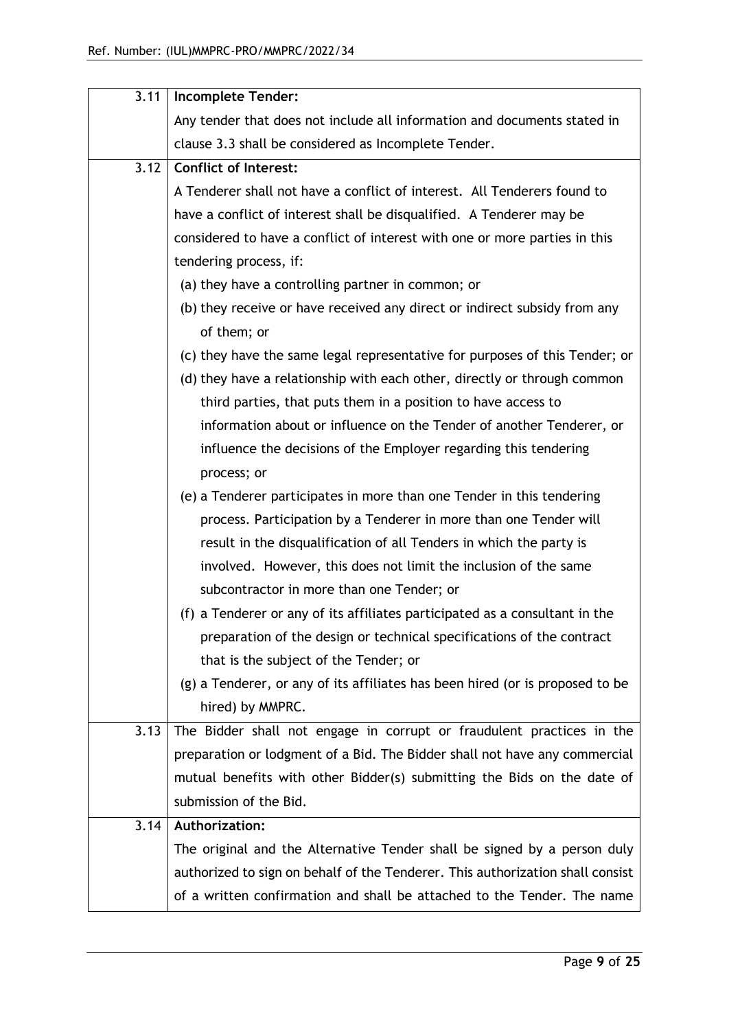| | |
|---|---|
| 3.11 | **Incomplete Tender:**<br>Any tender that does not include all information and documents stated in clause 3.3 shall be considered as Incomplete Tender. |
| 3.12 | **Conflict of Interest:**<br>A Tenderer shall not have a conflict of interest. All Tenderers found to have a conflict of interest shall be disqualified. A Tenderer may be considered to have a conflict of interest with one or more parties in this tendering process, if:<br>(a) they have a controlling partner in common; or<br>(b) they receive or have received any direct or indirect subsidy from any of them; or<br>(c) they have the same legal representative for purposes of this Tender; or<br>(d) they have a relationship with each other, directly or through common third parties, that puts them in a position to have access to information about or influence on the Tender of another Tenderer, or influence the decisions of the Employer regarding this tendering process; or<br>(e) a Tenderer participates in more than one Tender in this tendering process. Participation by a Tenderer in more than one Tender will result in the disqualification of all Tenders in which the party is involved. However, this does not limit the inclusion of the same subcontractor in more than one Tender; or<br>(f) a Tenderer or any of its affiliates participated as a consultant in the preparation of the design or technical specifications of the contract that is the subject of the Tender; or<br>(g) a Tenderer, or any of its affiliates has been hired (or is proposed to be hired) by MMPRC. |
| 3.13 | The Bidder shall not engage in corrupt or fraudulent practices in the preparation or lodgment of a Bid. The Bidder shall not have any commercial mutual benefits with other Bidder(s) submitting the Bids on the date of submission of the Bid. |
| 3.14 | **Authorization:**<br>The original and the Alternative Tender shall be signed by a person duly authorized to sign on behalf of the Tenderer. This authorization shall consist of a written confirmation and shall be attached to the Tender. The name |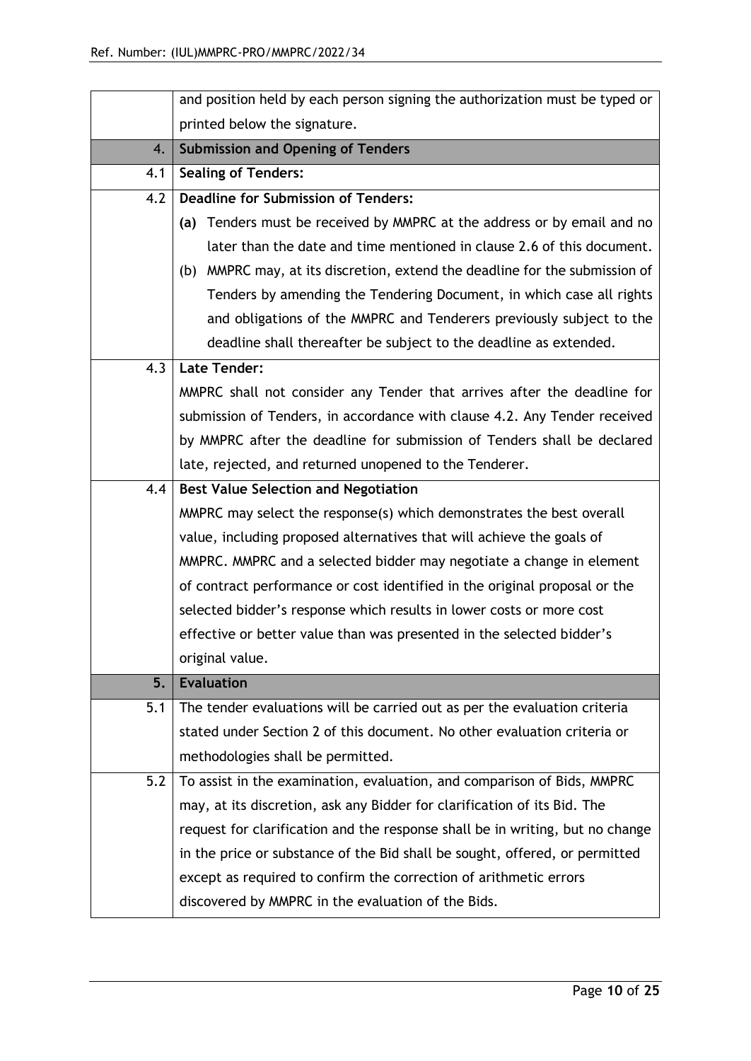| | |
|---|---|
| | and position held by each person signing the authorization must be typed or printed below the signature. |
| **4.** | **Submission and Opening of Tenders** |
| 4.1 | **Sealing of Tenders:** |
| 4.2 | **Deadline for Submission of Tenders:**<br>**(a)** Tenders must be received by MMPRC at the address or by email and no later than the date and time mentioned in clause 2.6 of this document.<br>(b) MMPRC may, at its discretion, extend the deadline for the submission of Tenders by amending the Tendering Document, in which case all rights and obligations of the MMPRC and Tenderers previously subject to the deadline shall thereafter be subject to the deadline as extended. |
| 4.3 | **Late Tender:**<br>MMPRC shall not consider any Tender that arrives after the deadline for submission of Tenders, in accordance with clause 4.2. Any Tender received by MMPRC after the deadline for submission of Tenders shall be declared late, rejected, and returned unopened to the Tenderer. |
| 4.4 | **Best Value Selection and Negotiation**<br>MMPRC may select the response(s) which demonstrates the best overall value, including proposed alternatives that will achieve the goals of MMPRC. MMPRC and a selected bidder may negotiate a change in element of contract performance or cost identified in the original proposal or the selected bidder's response which results in lower costs or more cost effective or better value than was presented in the selected bidder's original value. |
| **5.** | **Evaluation** |
| 5.1 | The tender evaluations will be carried out as per the evaluation criteria stated under Section 2 of this document. No other evaluation criteria or methodologies shall be permitted. |
| 5.2 | To assist in the examination, evaluation, and comparison of Bids, MMPRC may, at its discretion, ask any Bidder for clarification of its Bid. The request for clarification and the response shall be in writing, but no change in the price or substance of the Bid shall be sought, offered, or permitted except as required to confirm the correction of arithmetic errors discovered by MMPRC in the evaluation of the Bids. |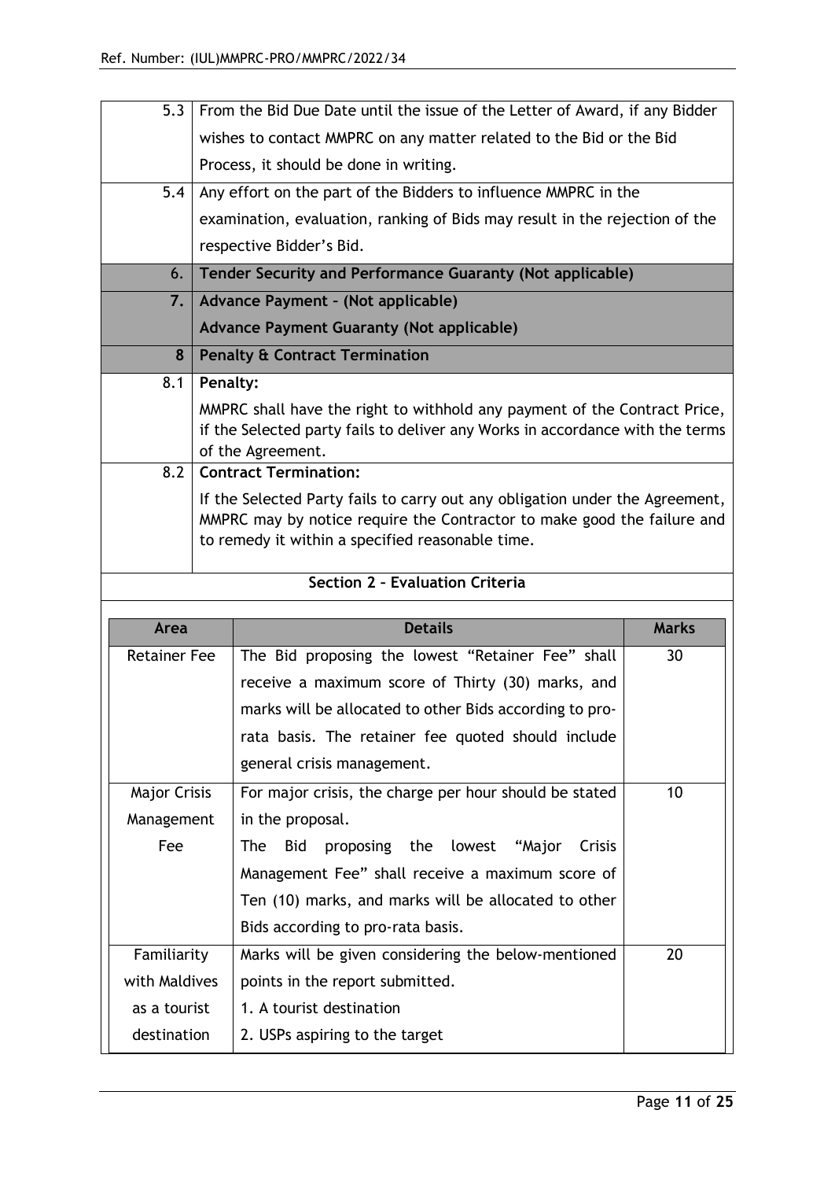| | |
|---|---|
| 5.3 | From the Bid Due Date until the issue of the Letter of Award, if any Bidder wishes to contact MMPRC on any matter related to the Bid or the Bid Process, it should be done in writing. |
| 5.4 | Any effort on the part of the Bidders to influence MMPRC in the examination, evaluation, ranking of Bids may result in the rejection of the respective Bidder's Bid. |
| **6.** | **Tender Security and Performance Guaranty (Not applicable)** |
| **7.** | **Advance Payment – (Not applicable)**<br>**Advance Payment Guaranty (Not applicable)** |
| **8** | **Penalty & Contract Termination** |
| 8.1 | **Penalty:**<br>MMPRC shall have the right to withhold any payment of the Contract Price, if the Selected party fails to deliver any Works in accordance with the terms of the Agreement. |
| 8.2 | **Contract Termination:**<br>If the Selected Party fails to carry out any obligation under the Agreement, MMPRC may by notice require the Contractor to make good the failure and to remedy it within a specified reasonable time. |

## Section 2 – Evaluation Criteria

| Area | Details | Marks |
|---|---|---|
| Retainer Fee | The Bid proposing the lowest "Retainer Fee" shall receive a maximum score of Thirty (30) marks, and marks will be allocated to other Bids according to pro-rata basis. The retainer fee quoted should include general crisis management. | 30 |
| Major Crisis Management Fee | For major crisis, the charge per hour should be stated in the proposal.<br>The Bid proposing the lowest "Major Crisis Management Fee" shall receive a maximum score of Ten (10) marks, and marks will be allocated to other Bids according to pro-rata basis. | 10 |
| Familiarity with Maldives as a tourist destination | Marks will be given considering the below-mentioned points in the report submitted.<br>1. A tourist destination<br>2. USPs aspiring to the target | 20 |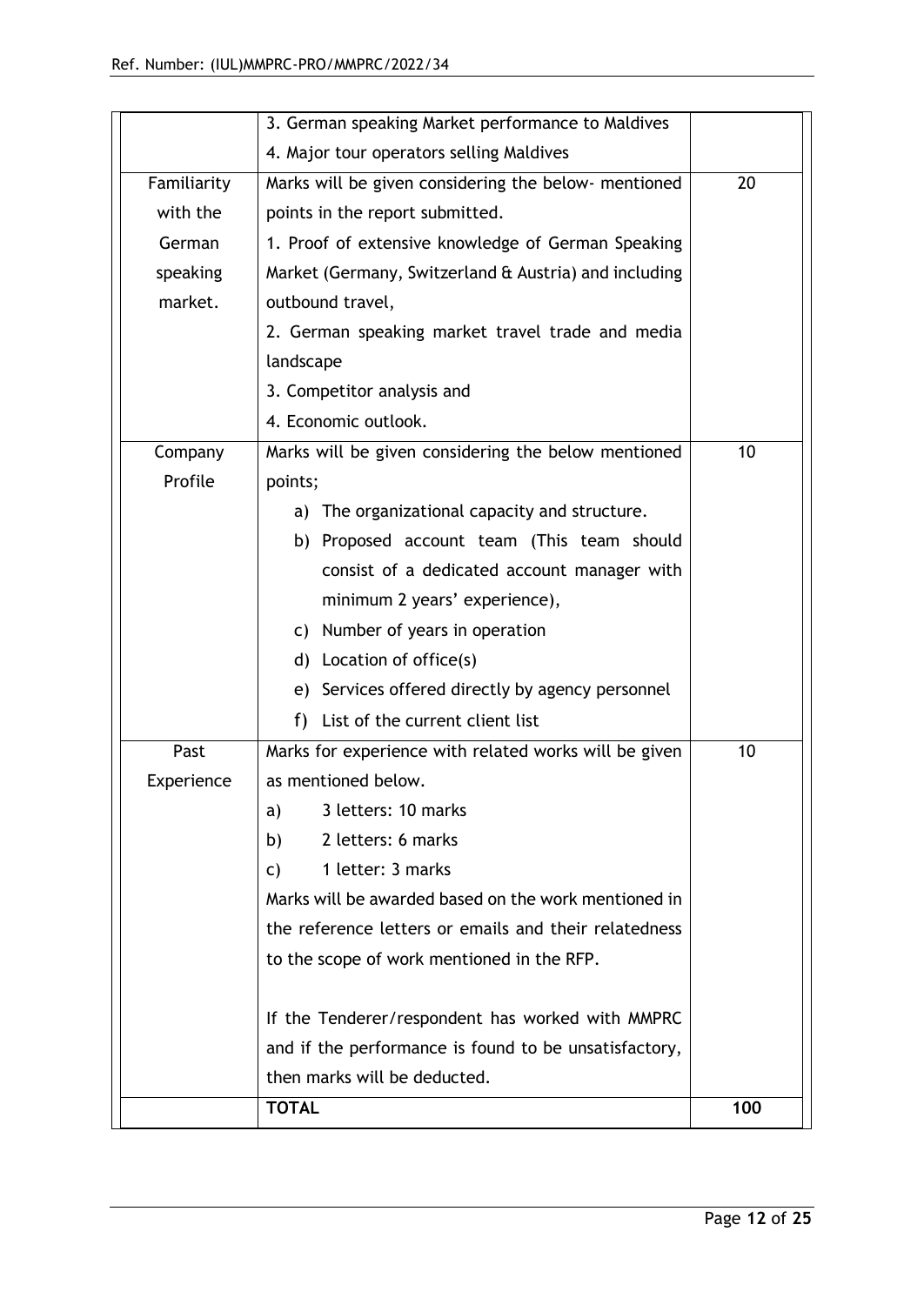| | | |
|---|---|---|
| | 3. German speaking Market performance to Maldives<br>4. Major tour operators selling Maldives | |
| Familiarity with the German speaking market. | Marks will be given considering the below- mentioned points in the report submitted.<br>1. Proof of extensive knowledge of German Speaking Market (Germany, Switzerland & Austria) and including outbound travel,<br>2. German speaking market travel trade and media landscape<br>3. Competitor analysis and<br>4. Economic outlook. | 20 |
| Company Profile | Marks will be given considering the below mentioned points;<br>a) The organizational capacity and structure.<br>b) Proposed account team (This team should consist of a dedicated account manager with minimum 2 years' experience),<br>c) Number of years in operation<br>d) Location of office(s)<br>e) Services offered directly by agency personnel<br>f) List of the current client list | 10 |
| Past Experience | Marks for experience with related works will be given as mentioned below.<br>a) 3 letters: 10 marks<br>b) 2 letters: 6 marks<br>c) 1 letter: 3 marks<br>Marks will be awarded based on the work mentioned in the reference letters or emails and their relatedness to the scope of work mentioned in the RFP.<br><br>If the Tenderer/respondent has worked with MMPRC and if the performance is found to be unsatisfactory, then marks will be deducted. | 10 |
| | **TOTAL** | **100** |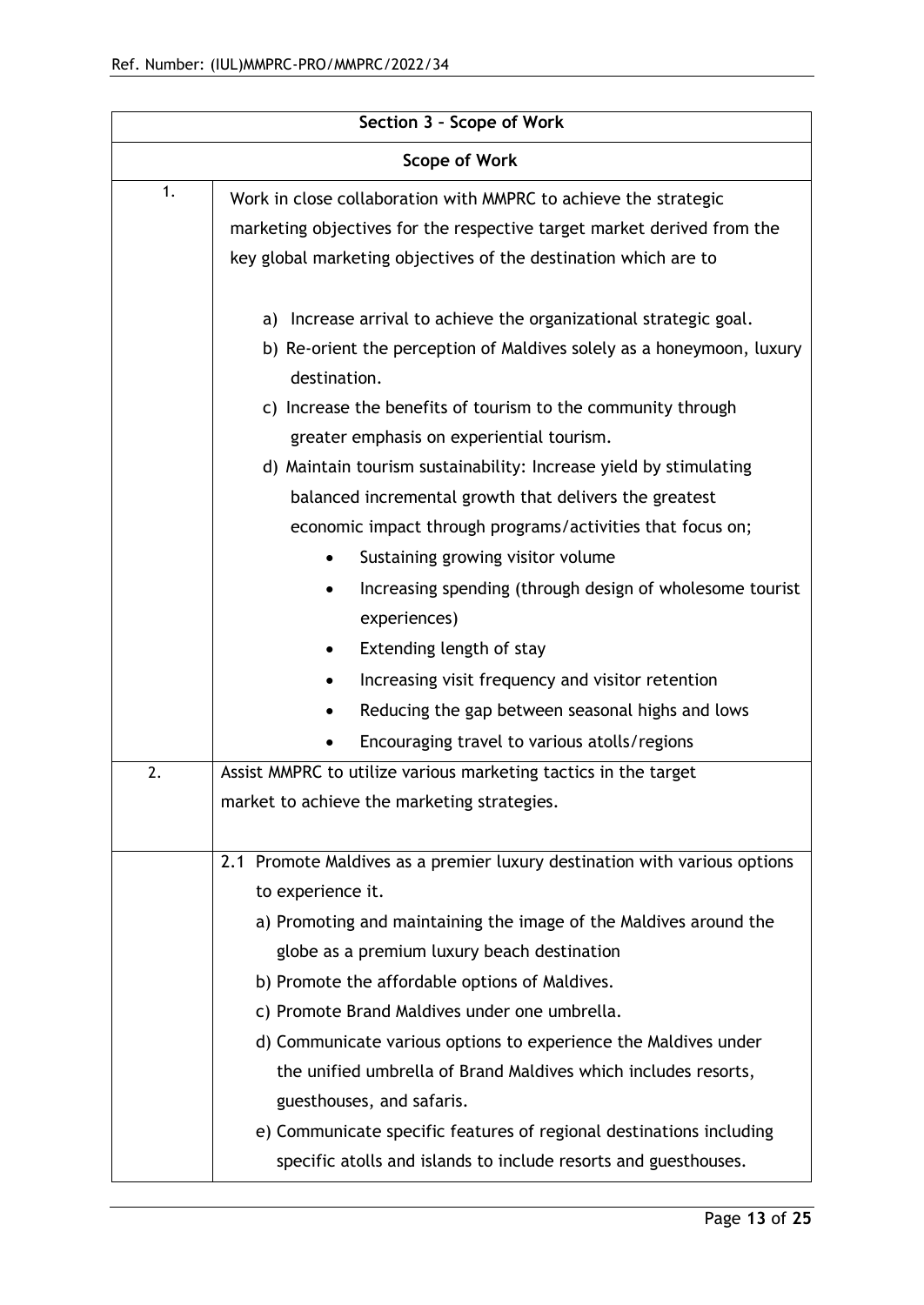| Section 3 – Scope of Work | |
|---|---|
| **Scope of Work** | |
| 1. | Work in close collaboration with MMPRC to achieve the strategic marketing objectives for the respective target market derived from the key global marketing objectives of the destination which are to<br><br>a) Increase arrival to achieve the organizational strategic goal.<br>b) Re-orient the perception of Maldives solely as a honeymoon, luxury destination.<br>c) Increase the benefits of tourism to the community through greater emphasis on experiential tourism.<br>d) Maintain tourism sustainability: Increase yield by stimulating balanced incremental growth that delivers the greatest economic impact through programs/activities that focus on;<br>• Sustaining growing visitor volume<br>• Increasing spending (through design of wholesome tourist experiences)<br>• Extending length of stay<br>• Increasing visit frequency and visitor retention<br>• Reducing the gap between seasonal highs and lows<br>• Encouraging travel to various atolls/regions |
| 2. | Assist MMPRC to utilize various marketing tactics in the target market to achieve the marketing strategies. |
| | 2.1 Promote Maldives as a premier luxury destination with various options to experience it.<br>a) Promoting and maintaining the image of the Maldives around the globe as a premium luxury beach destination<br>b) Promote the affordable options of Maldives.<br>c) Promote Brand Maldives under one umbrella.<br>d) Communicate various options to experience the Maldives under the unified umbrella of Brand Maldives which includes resorts, guesthouses, and safaris.<br>e) Communicate specific features of regional destinations including specific atolls and islands to include resorts and guesthouses. |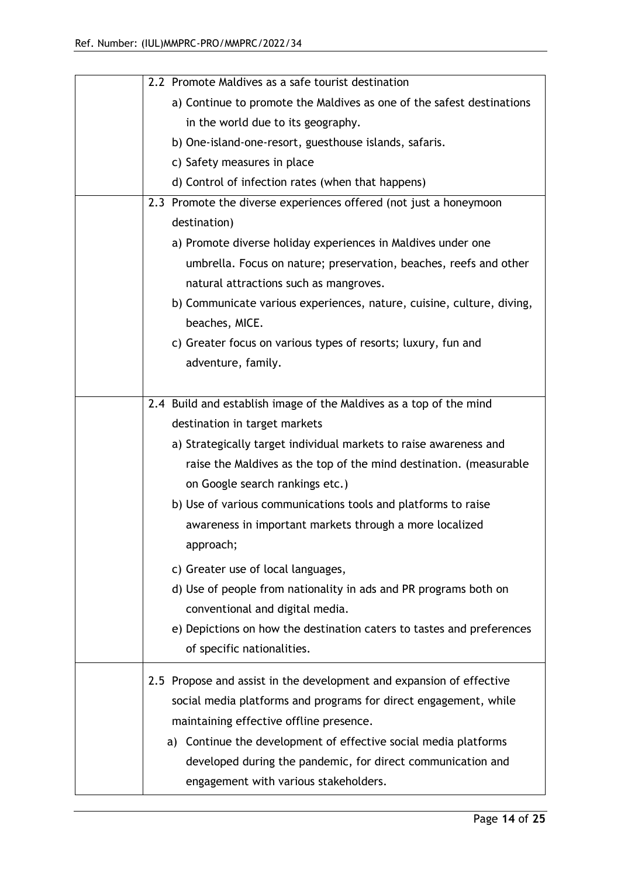| | |
|---|---|
| | 2.2 Promote Maldives as a safe tourist destination<br>a) Continue to promote the Maldives as one of the safest destinations in the world due to its geography.<br>b) One-island-one-resort, guesthouse islands, safaris.<br>c) Safety measures in place<br>d) Control of infection rates (when that happens) |
| | 2.3 Promote the diverse experiences offered (not just a honeymoon destination)<br>a) Promote diverse holiday experiences in Maldives under one umbrella. Focus on nature; preservation, beaches, reefs and other natural attractions such as mangroves.<br>b) Communicate various experiences, nature, cuisine, culture, diving, beaches, MICE.<br>c) Greater focus on various types of resorts; luxury, fun and adventure, family. |
| | 2.4 Build and establish image of the Maldives as a top of the mind destination in target markets<br>a) Strategically target individual markets to raise awareness and raise the Maldives as the top of the mind destination. (measurable on Google search rankings etc.)<br>b) Use of various communications tools and platforms to raise awareness in important markets through a more localized approach;<br>c) Greater use of local languages,<br>d) Use of people from nationality in ads and PR programs both on conventional and digital media.<br>e) Depictions on how the destination caters to tastes and preferences of specific nationalities. |
| | 2.5 Propose and assist in the development and expansion of effective social media platforms and programs for direct engagement, while maintaining effective offline presence.<br>a) Continue the development of effective social media platforms developed during the pandemic, for direct communication and engagement with various stakeholders. |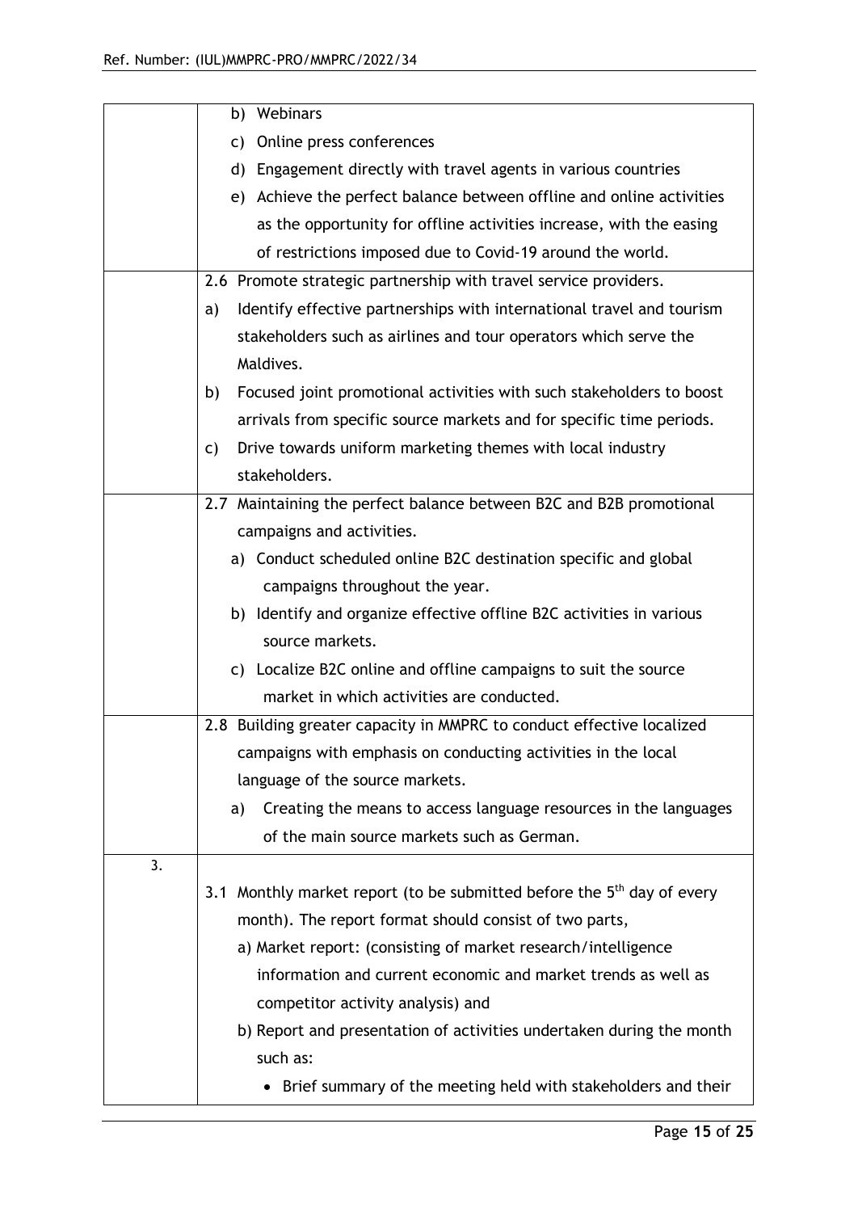| | |
|---|---|
| | b) Webinars<br>c) Online press conferences<br>d) Engagement directly with travel agents in various countries<br>e) Achieve the perfect balance between offline and online activities as the opportunity for offline activities increase, with the easing of restrictions imposed due to Covid-19 around the world. |
| | 2.6 Promote strategic partnership with travel service providers.<br>a) Identify effective partnerships with international travel and tourism stakeholders such as airlines and tour operators which serve the Maldives.<br>b) Focused joint promotional activities with such stakeholders to boost arrivals from specific source markets and for specific time periods.<br>c) Drive towards uniform marketing themes with local industry stakeholders. |
| | 2.7 Maintaining the perfect balance between B2C and B2B promotional campaigns and activities.<br>a) Conduct scheduled online B2C destination specific and global campaigns throughout the year.<br>b) Identify and organize effective offline B2C activities in various source markets.<br>c) Localize B2C online and offline campaigns to suit the source market in which activities are conducted. |
| | 2.8 Building greater capacity in MMPRC to conduct effective localized campaigns with emphasis on conducting activities in the local language of the source markets.<br>a) Creating the means to access language resources in the languages of the main source markets such as German. |
| 3. | 3.1 Monthly market report (to be submitted before the 5th day of every month). The report format should consist of two parts,<br>a) Market report: (consisting of market research/intelligence information and current economic and market trends as well as competitor activity analysis) and<br>b) Report and presentation of activities undertaken during the month such as:<br>• Brief summary of the meeting held with stakeholders and their |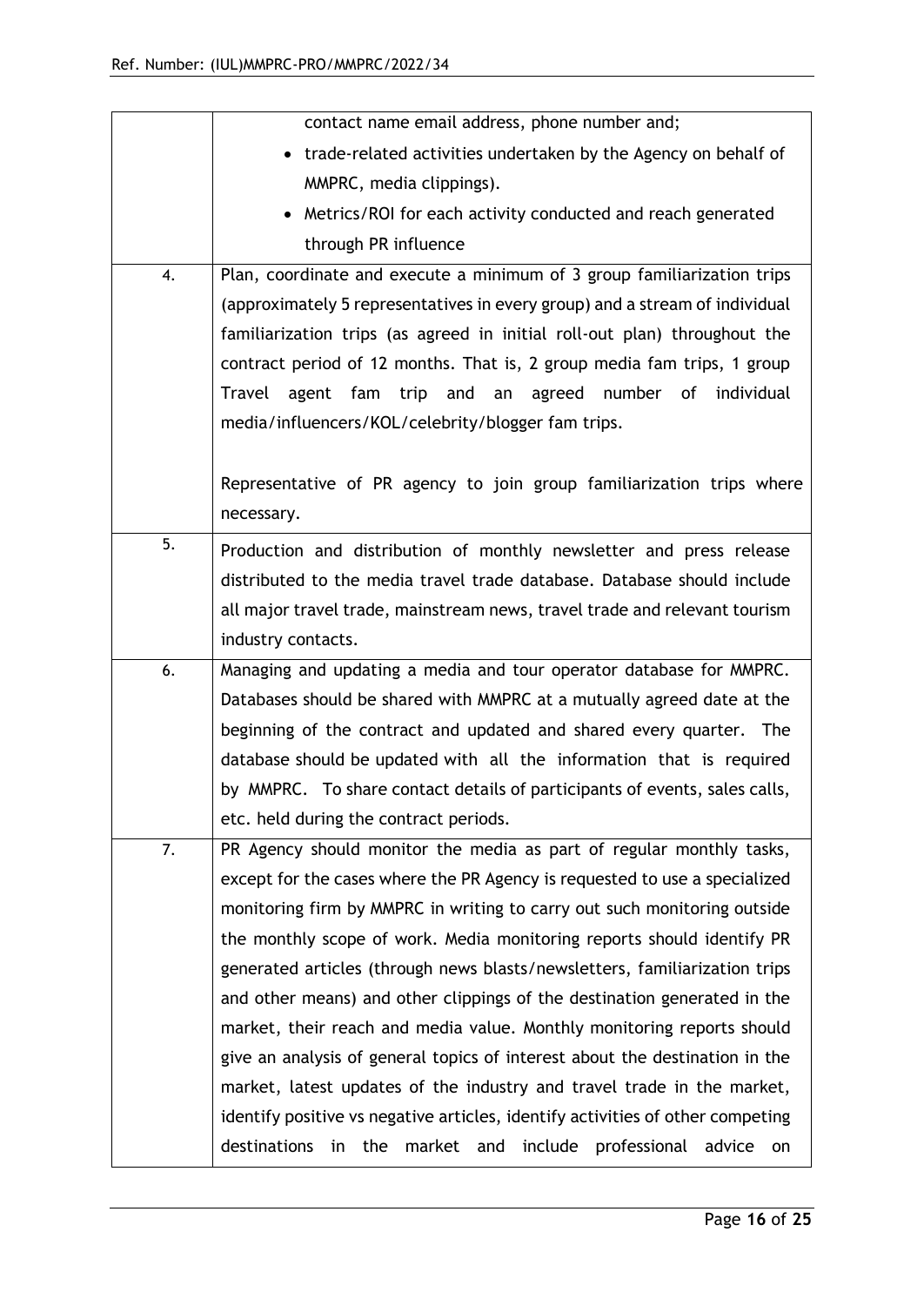| | |
|---|---|
| | contact name email address, phone number and;<br>• trade-related activities undertaken by the Agency on behalf of MMPRC, media clippings).<br>• Metrics/ROI for each activity conducted and reach generated through PR influence |
| 4. | Plan, coordinate and execute a minimum of 3 group familiarization trips (approximately 5 representatives in every group) and a stream of individual familiarization trips (as agreed in initial roll-out plan) throughout the contract period of 12 months. That is, 2 group media fam trips, 1 group Travel agent fam trip and an agreed number of individual media/influencers/KOL/celebrity/blogger fam trips.<br><br>Representative of PR agency to join group familiarization trips where necessary. |
| 5. | Production and distribution of monthly newsletter and press release distributed to the media travel trade database. Database should include all major travel trade, mainstream news, travel trade and relevant tourism industry contacts. |
| 6. | Managing and updating a media and tour operator database for MMPRC. Databases should be shared with MMPRC at a mutually agreed date at the beginning of the contract and updated and shared every quarter. The database should be updated with all the information that is required by MMPRC. To share contact details of participants of events, sales calls, etc. held during the contract periods. |
| 7. | PR Agency should monitor the media as part of regular monthly tasks, except for the cases where the PR Agency is requested to use a specialized monitoring firm by MMPRC in writing to carry out such monitoring outside the monthly scope of work. Media monitoring reports should identify PR generated articles (through news blasts/newsletters, familiarization trips and other means) and other clippings of the destination generated in the market, their reach and media value. Monthly monitoring reports should give an analysis of general topics of interest about the destination in the market, latest updates of the industry and travel trade in the market, identify positive vs negative articles, identify activities of other competing destinations in the market and include professional advice on |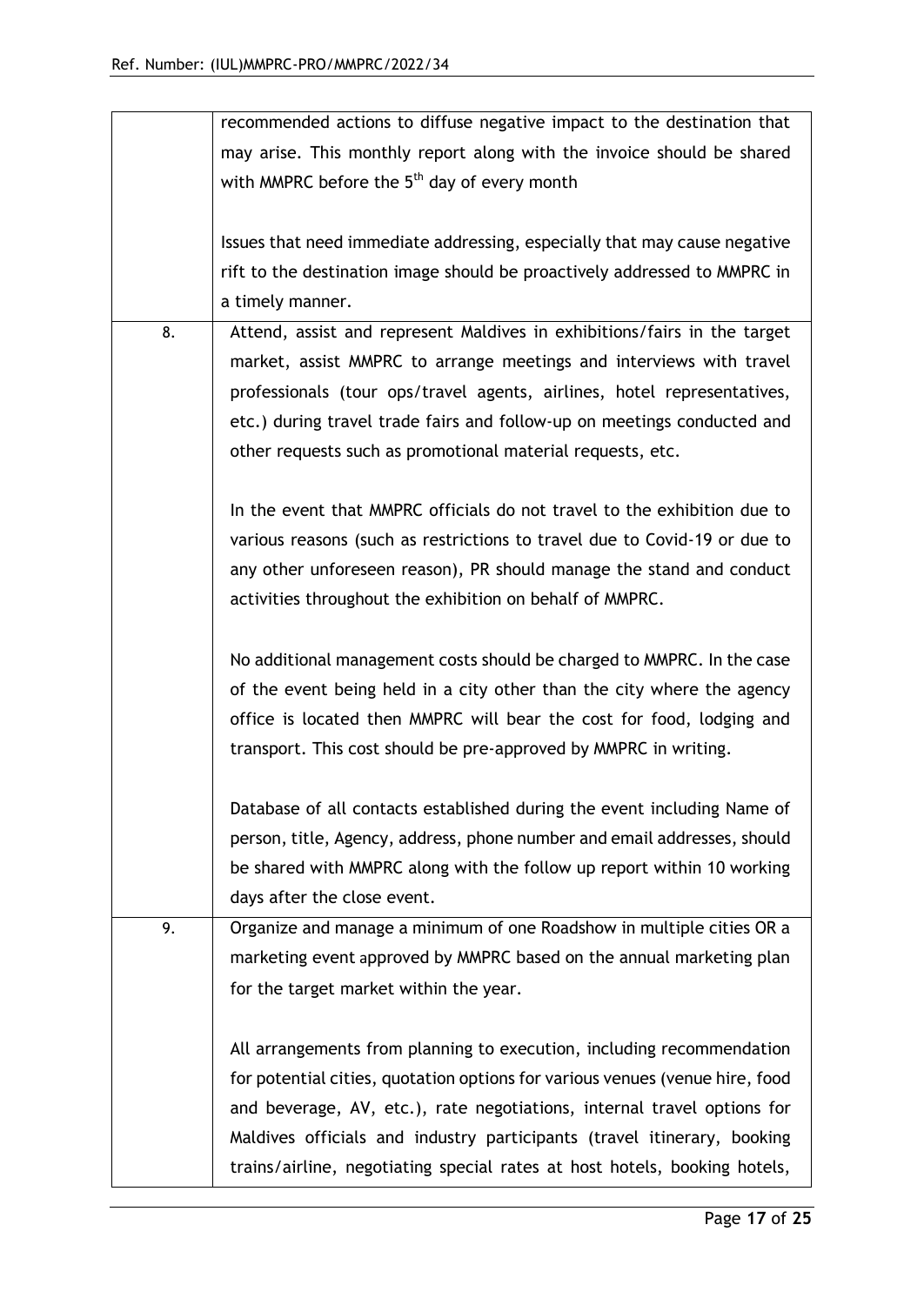|  |  |
|---|---|
|  | recommended actions to diffuse negative impact to the destination that may arise. This monthly report along with the invoice should be shared with MMPRC before the 5th day of every month<br><br>Issues that need immediate addressing, especially that may cause negative rift to the destination image should be proactively addressed to MMPRC in a timely manner. |
| 8. | Attend, assist and represent Maldives in exhibitions/fairs in the target market, assist MMPRC to arrange meetings and interviews with travel professionals (tour ops/travel agents, airlines, hotel representatives, etc.) during travel trade fairs and follow-up on meetings conducted and other requests such as promotional material requests, etc.<br><br>In the event that MMPRC officials do not travel to the exhibition due to various reasons (such as restrictions to travel due to Covid-19 or due to any other unforeseen reason), PR should manage the stand and conduct activities throughout the exhibition on behalf of MMPRC.<br><br>No additional management costs should be charged to MMPRC. In the case of the event being held in a city other than the city where the agency office is located then MMPRC will bear the cost for food, lodging and transport. This cost should be pre-approved by MMPRC in writing.<br><br>Database of all contacts established during the event including Name of person, title, Agency, address, phone number and email addresses, should be shared with MMPRC along with the follow up report within 10 working days after the close event. |
| 9. | Organize and manage a minimum of one Roadshow in multiple cities OR a marketing event approved by MMPRC based on the annual marketing plan for the target market within the year.<br><br>All arrangements from planning to execution, including recommendation for potential cities, quotation options for various venues (venue hire, food and beverage, AV, etc.), rate negotiations, internal travel options for Maldives officials and industry participants (travel itinerary, booking trains/airline, negotiating special rates at host hotels, booking hotels, |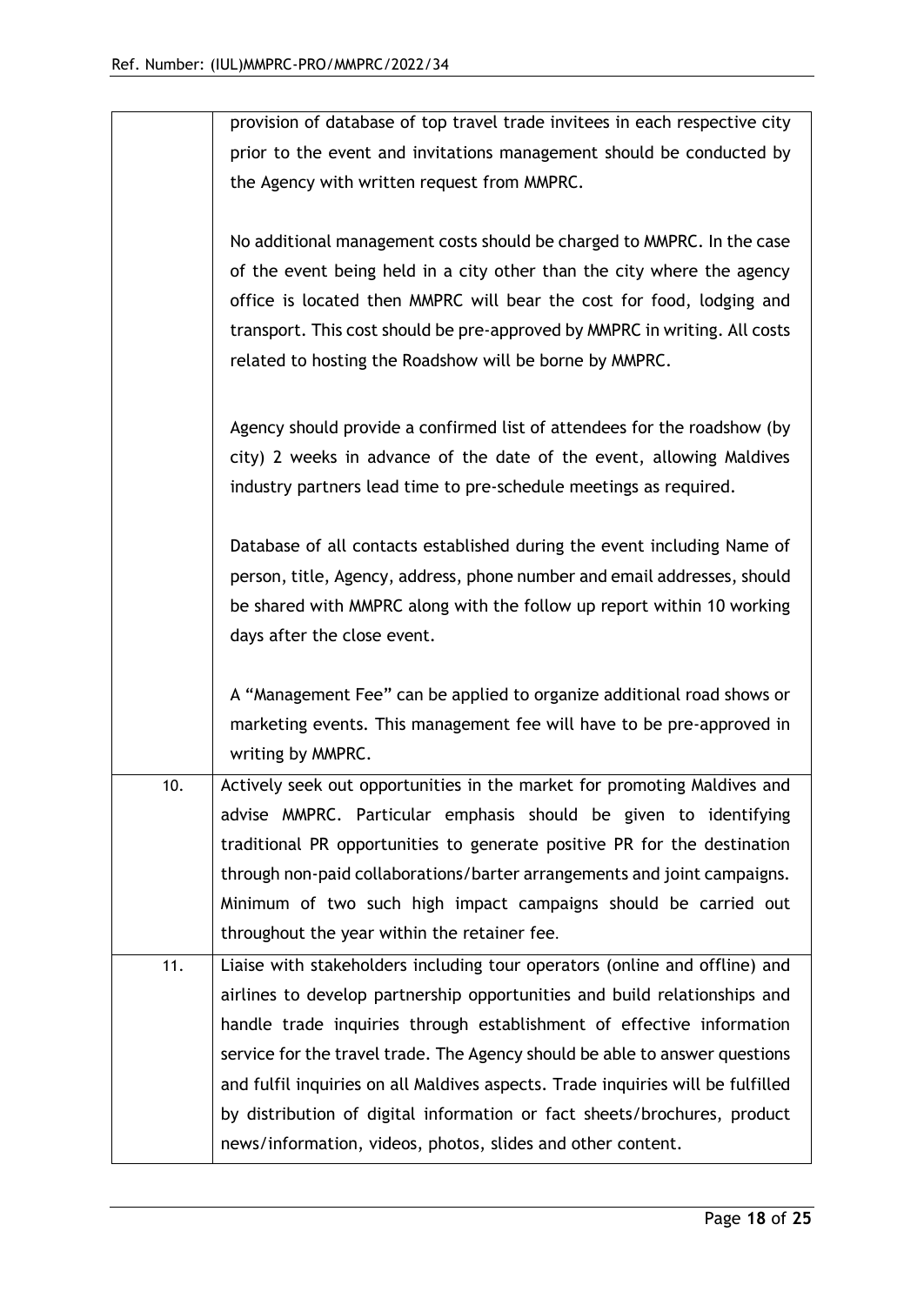| | |
|---|---|
| | provision of database of top travel trade invitees in each respective city prior to the event and invitations management should be conducted by the Agency with written request from MMPRC.<br><br>No additional management costs should be charged to MMPRC. In the case of the event being held in a city other than the city where the agency office is located then MMPRC will bear the cost for food, lodging and transport. This cost should be pre-approved by MMPRC in writing. All costs related to hosting the Roadshow will be borne by MMPRC.<br><br>Agency should provide a confirmed list of attendees for the roadshow (by city) 2 weeks in advance of the date of the event, allowing Maldives industry partners lead time to pre-schedule meetings as required.<br><br>Database of all contacts established during the event including Name of person, title, Agency, address, phone number and email addresses, should be shared with MMPRC along with the follow up report within 10 working days after the close event.<br><br>A "Management Fee" can be applied to organize additional road shows or marketing events. This management fee will have to be pre-approved in writing by MMPRC. |
| 10. | Actively seek out opportunities in the market for promoting Maldives and advise MMPRC. Particular emphasis should be given to identifying traditional PR opportunities to generate positive PR for the destination through non-paid collaborations/barter arrangements and joint campaigns. Minimum of two such high impact campaigns should be carried out throughout the year within the retainer fee. |
| 11. | Liaise with stakeholders including tour operators (online and offline) and airlines to develop partnership opportunities and build relationships and handle trade inquiries through establishment of effective information service for the travel trade. The Agency should be able to answer questions and fulfil inquiries on all Maldives aspects. Trade inquiries will be fulfilled by distribution of digital information or fact sheets/brochures, product news/information, videos, photos, slides and other content. |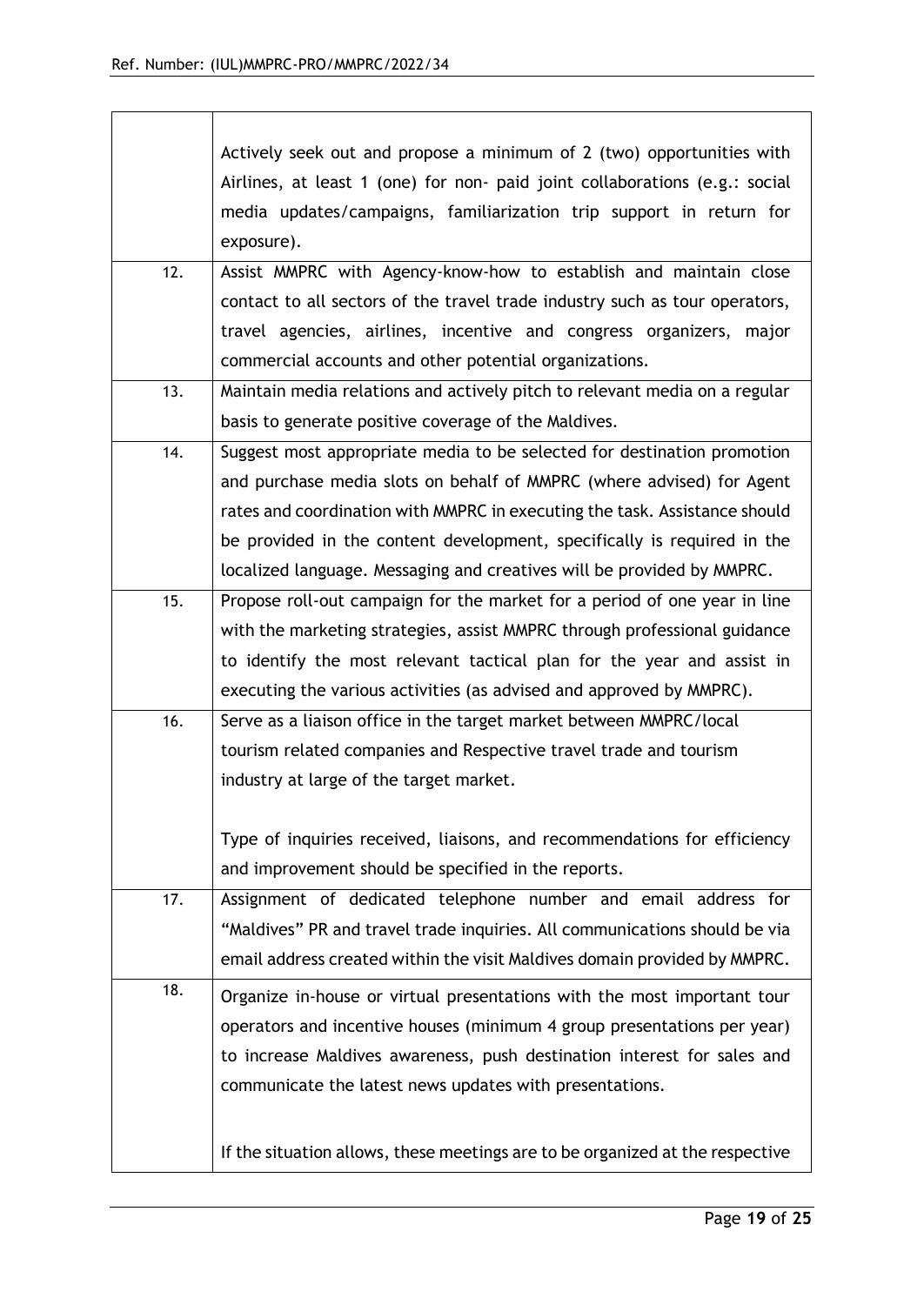| | |
|---|---|
| | Actively seek out and propose a minimum of 2 (two) opportunities with Airlines, at least 1 (one) for non- paid joint collaborations (e.g.: social media updates/campaigns, familiarization trip support in return for exposure). |
| 12. | Assist MMPRC with Agency-know-how to establish and maintain close contact to all sectors of the travel trade industry such as tour operators, travel agencies, airlines, incentive and congress organizers, major commercial accounts and other potential organizations. |
| 13. | Maintain media relations and actively pitch to relevant media on a regular basis to generate positive coverage of the Maldives. |
| 14. | Suggest most appropriate media to be selected for destination promotion and purchase media slots on behalf of MMPRC (where advised) for Agent rates and coordination with MMPRC in executing the task. Assistance should be provided in the content development, specifically is required in the localized language. Messaging and creatives will be provided by MMPRC. |
| 15. | Propose roll-out campaign for the market for a period of one year in line with the marketing strategies, assist MMPRC through professional guidance to identify the most relevant tactical plan for the year and assist in executing the various activities (as advised and approved by MMPRC). |
| 16. | Serve as a liaison office in the target market between MMPRC/local tourism related companies and Respective travel trade and tourism industry at large of the target market.<br><br>Type of inquiries received, liaisons, and recommendations for efficiency and improvement should be specified in the reports. |
| 17. | Assignment of dedicated telephone number and email address for "Maldives" PR and travel trade inquiries. All communications should be via email address created within the visit Maldives domain provided by MMPRC. |
| 18. | Organize in-house or virtual presentations with the most important tour operators and incentive houses (minimum 4 group presentations per year) to increase Maldives awareness, push destination interest for sales and communicate the latest news updates with presentations.<br><br>If the situation allows, these meetings are to be organized at the respective |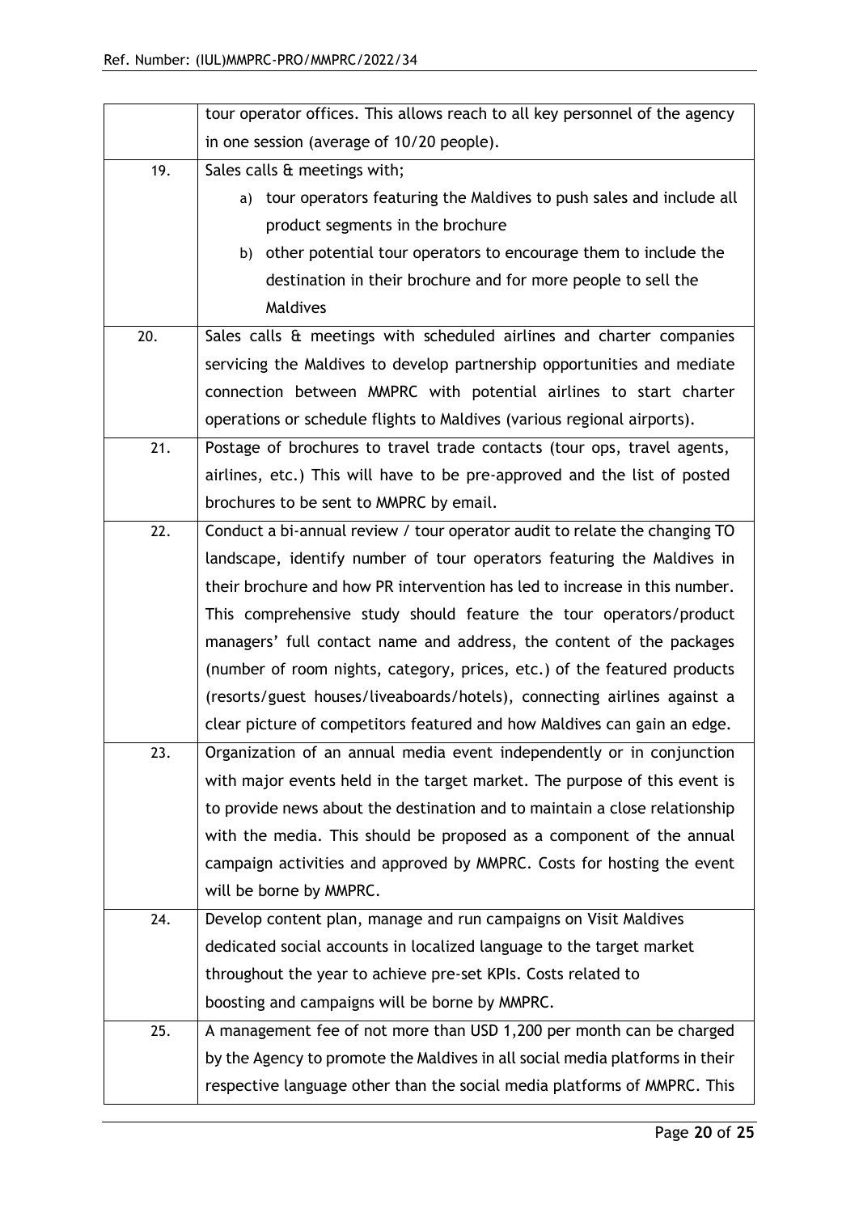| | |
|---|---|
| | tour operator offices. This allows reach to all key personnel of the agency in one session (average of 10/20 people). |
| 19. | Sales calls & meetings with;<br>a) tour operators featuring the Maldives to push sales and include all product segments in the brochure<br>b) other potential tour operators to encourage them to include the destination in their brochure and for more people to sell the Maldives |
| 20. | Sales calls & meetings with scheduled airlines and charter companies servicing the Maldives to develop partnership opportunities and mediate connection between MMPRC with potential airlines to start charter operations or schedule flights to Maldives (various regional airports). |
| 21. | Postage of brochures to travel trade contacts (tour ops, travel agents, airlines, etc.) This will have to be pre-approved and the list of posted brochures to be sent to MMPRC by email. |
| 22. | Conduct a bi-annual review / tour operator audit to relate the changing TO landscape, identify number of tour operators featuring the Maldives in their brochure and how PR intervention has led to increase in this number. This comprehensive study should feature the tour operators/product managers' full contact name and address, the content of the packages (number of room nights, category, prices, etc.) of the featured products (resorts/guest houses/liveaboards/hotels), connecting airlines against a clear picture of competitors featured and how Maldives can gain an edge. |
| 23. | Organization of an annual media event independently or in conjunction with major events held in the target market. The purpose of this event is to provide news about the destination and to maintain a close relationship with the media. This should be proposed as a component of the annual campaign activities and approved by MMPRC. Costs for hosting the event will be borne by MMPRC. |
| 24. | Develop content plan, manage and run campaigns on Visit Maldives dedicated social accounts in localized language to the target market throughout the year to achieve pre-set KPIs. Costs related to boosting and campaigns will be borne by MMPRC. |
| 25. | A management fee of not more than USD 1,200 per month can be charged by the Agency to promote the Maldives in all social media platforms in their respective language other than the social media platforms of MMPRC. This |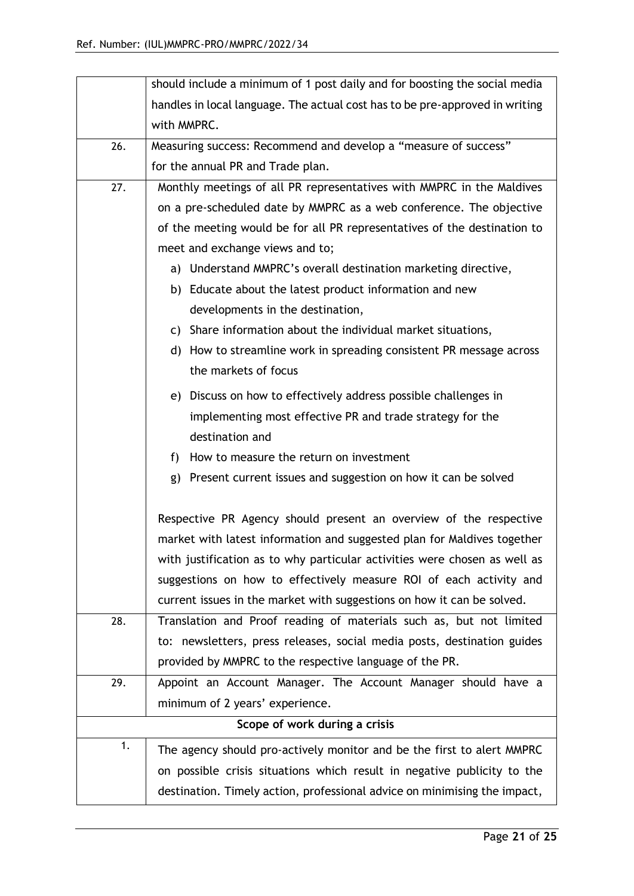| | |
|---|---|
| | should include a minimum of 1 post daily and for boosting the social media handles in local language. The actual cost has to be pre-approved in writing with MMPRC. |
| 26. | Measuring success: Recommend and develop a "measure of success" for the annual PR and Trade plan. |
| 27. | Monthly meetings of all PR representatives with MMPRC in the Maldives on a pre-scheduled date by MMPRC as a web conference. The objective of the meeting would be for all PR representatives of the destination to meet and exchange views and to;<br>a) Understand MMPRC's overall destination marketing directive,<br>b) Educate about the latest product information and new developments in the destination,<br>c) Share information about the individual market situations,<br>d) How to streamline work in spreading consistent PR message across the markets of focus<br>e) Discuss on how to effectively address possible challenges in implementing most effective PR and trade strategy for the destination and<br>f) How to measure the return on investment<br>g) Present current issues and suggestion on how it can be solved<br><br>Respective PR Agency should present an overview of the respective market with latest information and suggested plan for Maldives together with justification as to why particular activities were chosen as well as suggestions on how to effectively measure ROI of each activity and current issues in the market with suggestions on how it can be solved. |
| 28. | Translation and Proof reading of materials such as, but not limited to: newsletters, press releases, social media posts, destination guides provided by MMPRC to the respective language of the PR. |
| 29. | Appoint an Account Manager. The Account Manager should have a minimum of 2 years' experience. |
| **Scope of work during a crisis** | |
| 1. | The agency should pro-actively monitor and be the first to alert MMPRC on possible crisis situations which result in negative publicity to the destination. Timely action, professional advice on minimising the impact, |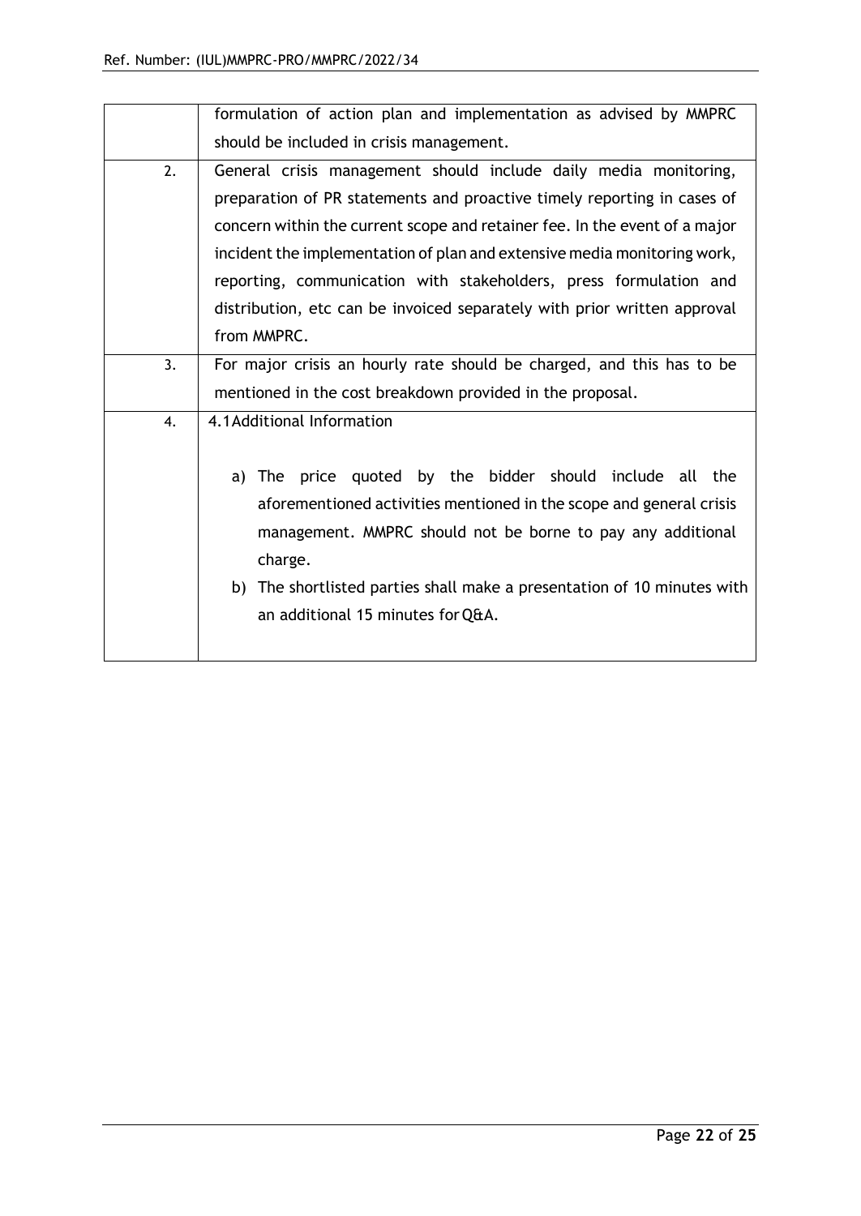|  |  |
|---|---|
|  | formulation of action plan and implementation as advised by MMPRC should be included in crisis management. |
| 2. | General crisis management should include daily media monitoring, preparation of PR statements and proactive timely reporting in cases of concern within the current scope and retainer fee. In the event of a major incident the implementation of plan and extensive media monitoring work, reporting, communication with stakeholders, press formulation and distribution, etc can be invoiced separately with prior written approval from MMPRC. |
| 3. | For major crisis an hourly rate should be charged, and this has to be mentioned in the cost breakdown provided in the proposal. |
| 4. | 4.1 Additional Information<br><br>a) The price quoted by the bidder should include all the aforementioned activities mentioned in the scope and general crisis management. MMPRC should not be borne to pay any additional charge.<br>b) The shortlisted parties shall make a presentation of 10 minutes with an additional 15 minutes for Q&A. |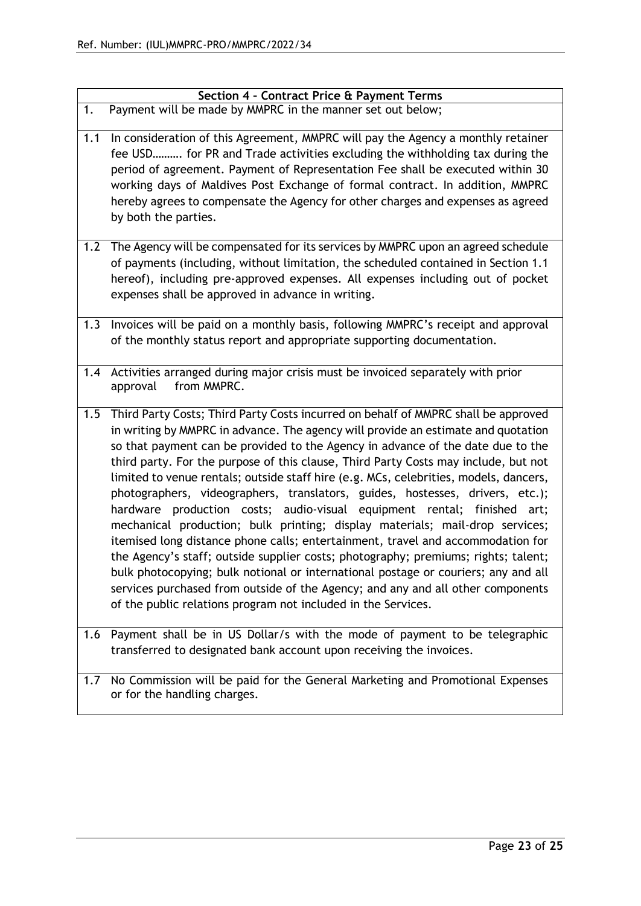| **Section 4 – Contract Price & Payment Terms** | |
|---|---|
| 1. | Payment will be made by MMPRC in the manner set out below; |
| 1.1 | In consideration of this Agreement, MMPRC will pay the Agency a monthly retainer fee USD………. for PR and Trade activities excluding the withholding tax during the period of agreement. Payment of Representation Fee shall be executed within 30 working days of Maldives Post Exchange of formal contract. In addition, MMPRC hereby agrees to compensate the Agency for other charges and expenses as agreed by both the parties. |
| 1.2 | The Agency will be compensated for its services by MMPRC upon an agreed schedule of payments (including, without limitation, the scheduled contained in Section 1.1 hereof), including pre-approved expenses. All expenses including out of pocket expenses shall be approved in advance in writing. |
| 1.3 | Invoices will be paid on a monthly basis, following MMPRC's receipt and approval of the monthly status report and appropriate supporting documentation. |
| 1.4 | Activities arranged during major crisis must be invoiced separately with prior approval from MMPRC. |
| 1.5 | Third Party Costs; Third Party Costs incurred on behalf of MMPRC shall be approved in writing by MMPRC in advance. The agency will provide an estimate and quotation so that payment can be provided to the Agency in advance of the date due to the third party. For the purpose of this clause, Third Party Costs may include, but not limited to venue rentals; outside staff hire (e.g. MCs, celebrities, models, dancers, photographers, videographers, translators, guides, hostesses, drivers, etc.); hardware production costs; audio-visual equipment rental; finished art; mechanical production; bulk printing; display materials; mail-drop services; itemised long distance phone calls; entertainment, travel and accommodation for the Agency's staff; outside supplier costs; photography; premiums; rights; talent; bulk photocopying; bulk notional or international postage or couriers; any and all services purchased from outside of the Agency; and any and all other components of the public relations program not included in the Services. |
| 1.6 | Payment shall be in US Dollar/s with the mode of payment to be telegraphic transferred to designated bank account upon receiving the invoices. |
| 1.7 | No Commission will be paid for the General Marketing and Promotional Expenses or for the handling charges. |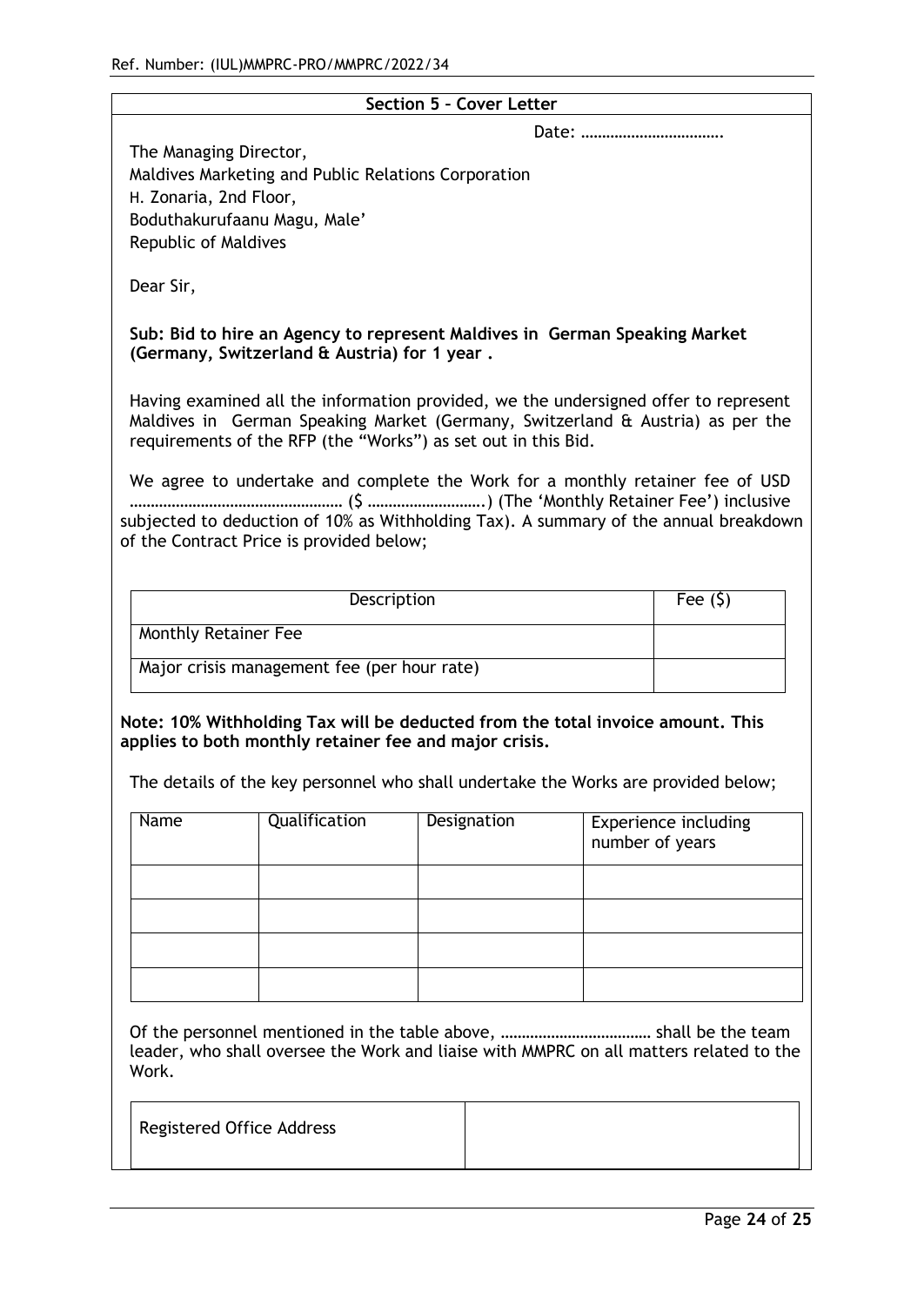## Section 5 – Cover Letter

Date: …………………………….

The Managing Director,
Maldives Marketing and Public Relations Corporation
H. Zonaria, 2nd Floor,
Boduthakurufaanu Magu, Male'
Republic of Maldives

Dear Sir,

**Sub: Bid to hire an Agency to represent Maldives in German Speaking Market (Germany, Switzerland & Austria) for 1 year .**

Having examined all the information provided, we the undersigned offer to represent Maldives in German Speaking Market (Germany, Switzerland & Austria) as per the requirements of the RFP (the "Works") as set out in this Bid.

We agree to undertake and complete the Work for a monthly retainer fee of USD …………………………………………… ($ ……………………….) (The 'Monthly Retainer Fee') inclusive subjected to deduction of 10% as Withholding Tax). A summary of the annual breakdown of the Contract Price is provided below;

| Description | Fee ($) |
| --- | --- |
| Monthly Retainer Fee | |
| Major crisis management fee (per hour rate) | |

**Note: 10% Withholding Tax will be deducted from the total invoice amount. This applies to both monthly retainer fee and major crisis.**

The details of the key personnel who shall undertake the Works are provided below;

| Name | Qualification | Designation | Experience including number of years |
| --- | --- | --- | --- |
| | | | |
| | | | |
| | | | |
| | | | |

Of the personnel mentioned in the table above, ……………………………… shall be the team leader, who shall oversee the Work and liaise with MMPRC on all matters related to the Work.

| Registered Office Address | |
| --- | --- |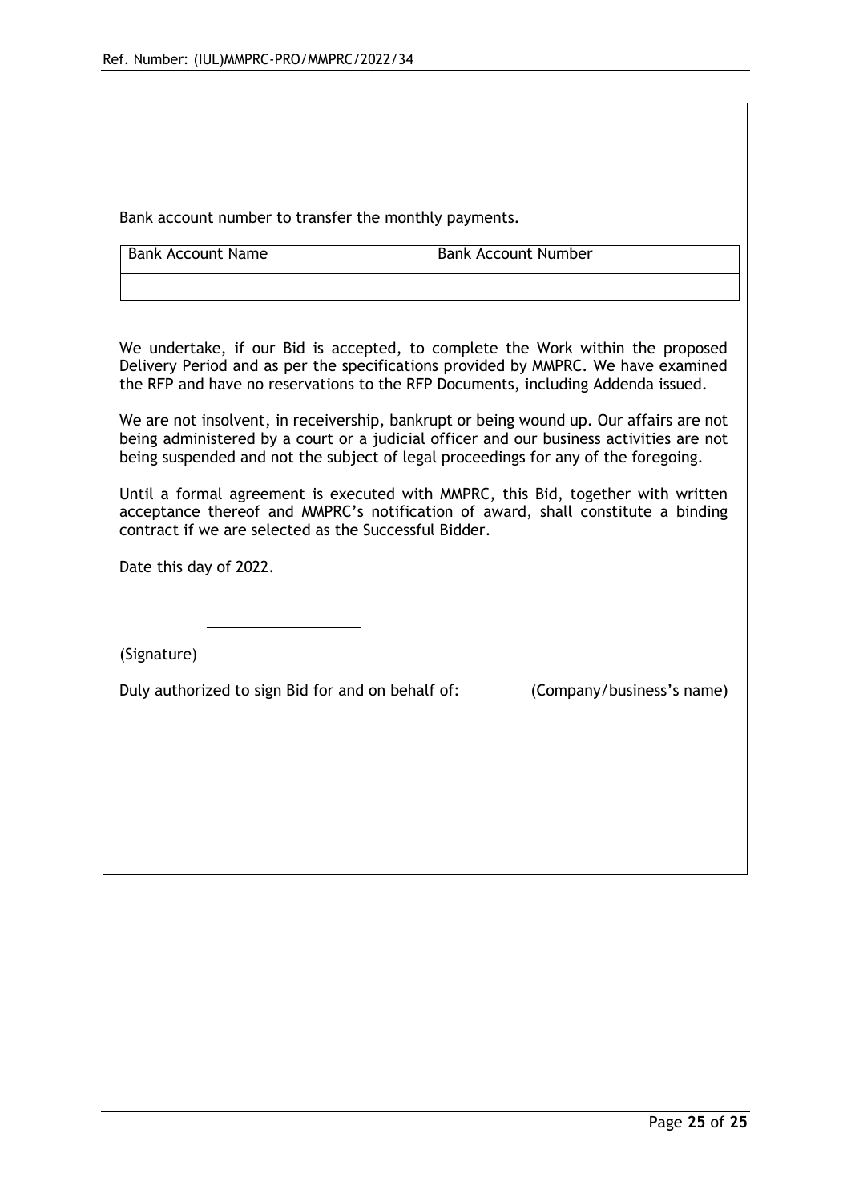Bank account number to transfer the monthly payments.

| Bank Account Name | Bank Account Number |
|---|---|
| | |

We undertake, if our Bid is accepted, to complete the Work within the proposed Delivery Period and as per the specifications provided by MMPRC. We have examined the RFP and have no reservations to the RFP Documents, including Addenda issued.

We are not insolvent, in receivership, bankrupt or being wound up. Our affairs are not being administered by a court or a judicial officer and our business activities are not being suspended and not the subject of legal proceedings for any of the foregoing.

Until a formal agreement is executed with MMPRC, this Bid, together with written acceptance thereof and MMPRC's notification of award, shall constitute a binding contract if we are selected as the Successful Bidder.

Date this day of 2022.

____________________

(Signature)

Duly authorized to sign Bid for and on behalf of: (Company/business's name)